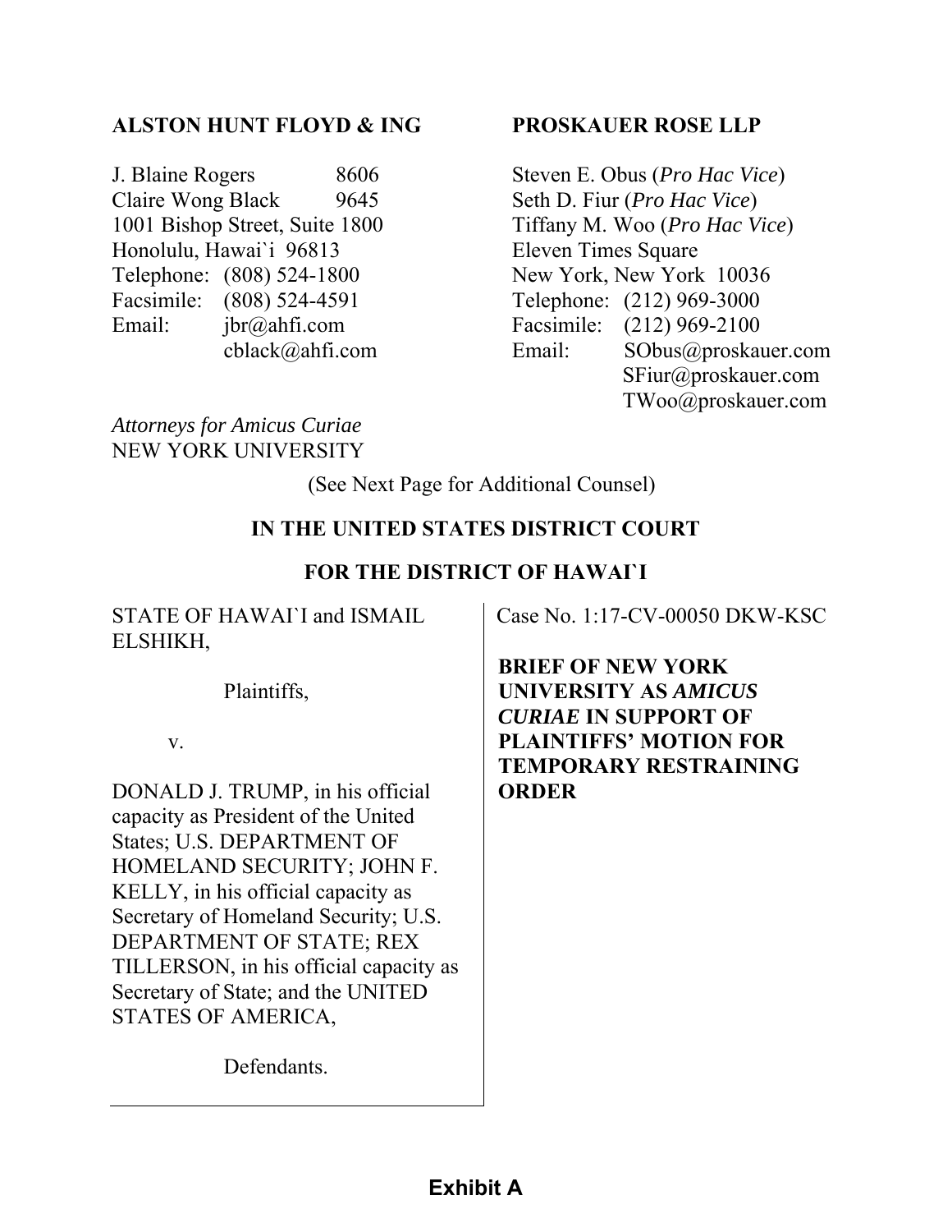**ALSTON HUNT FLOYD & ING**

J. Blaine Rogers 8606
Claire Wong Black 9645
1001 Bishop Street, Suite 1800
Honolulu, Hawai`i 96813
Telephone: (808) 524-1800
Facsimile: (808) 524-4591
Email: jbr@ahfi.com
cblack@ahfi.com

**PROSKAUER ROSE LLP**

Steven E. Obus (*Pro Hac Vice*)
Seth D. Fiur (*Pro Hac Vice*)
Tiffany M. Woo (*Pro Hac Vice*)
Eleven Times Square
New York, New York 10036
Telephone: (212) 969-3000
Facsimile: (212) 969-2100
Email: SObus@proskauer.com
SFiur@proskauer.com
TWoo@proskauer.com

*Attorneys for Amicus Curiae*
NEW YORK UNIVERSITY

(See Next Page for Additional Counsel)

**IN THE UNITED STATES DISTRICT COURT**

**FOR THE DISTRICT OF HAWAI`I**

STATE OF HAWAI`I and ISMAIL ELSHIKH,

Plaintiffs,

v.

DONALD J. TRUMP, in his official capacity as President of the United States; U.S. DEPARTMENT OF HOMELAND SECURITY; JOHN F. KELLY, in his official capacity as Secretary of Homeland Security; U.S. DEPARTMENT OF STATE; REX TILLERSON, in his official capacity as Secretary of State; and the UNITED STATES OF AMERICA,

Defendants.

Case No. 1:17-CV-00050 DKW-KSC

**BRIEF OF NEW YORK UNIVERSITY AS *AMICUS CURIAE* IN SUPPORT OF PLAINTIFFS' MOTION FOR TEMPORARY RESTRAINING ORDER**

**Exhibit A**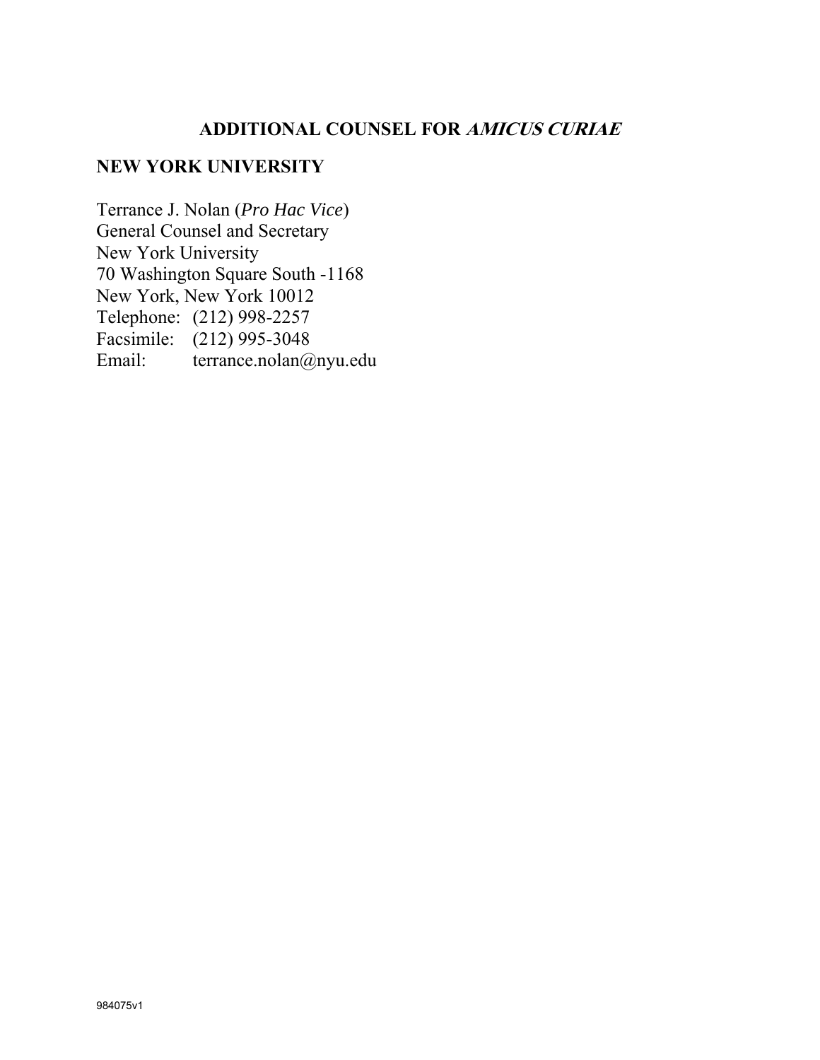## ADDITIONAL COUNSEL FOR *AMICUS CURIAE*

### NEW YORK UNIVERSITY

Terrance J. Nolan (*Pro Hac Vice*)
General Counsel and Secretary
New York University
70 Washington Square South -1168
New York, New York 10012
Telephone: (212) 998-2257
Facsimile: (212) 995-3048
Email: terrance.nolan@nyu.edu

984075v1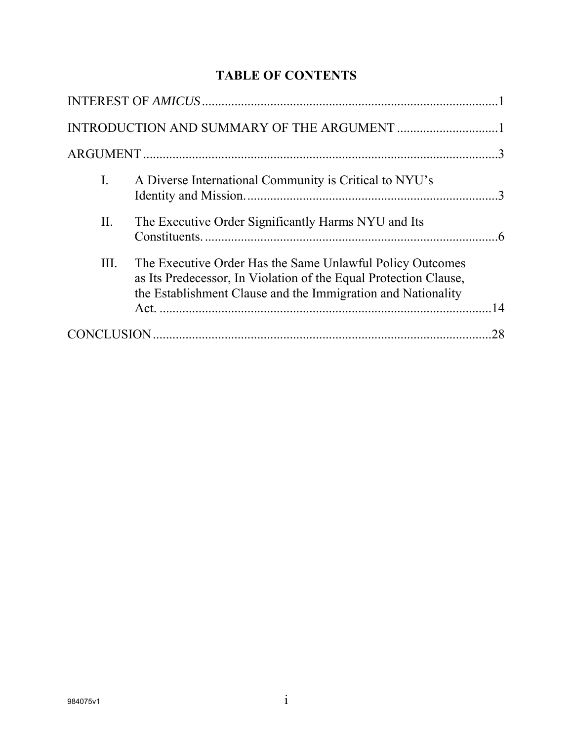# TABLE OF CONTENTS

INTEREST OF *AMICUS* ........................................................................................... 1

INTRODUCTION AND SUMMARY OF THE ARGUMENT ............................... 1

ARGUMENT ............................................................................................................ 3

- I. A Diverse International Community is Critical to NYU's Identity and Mission. ............................................................................ 3
- II. The Executive Order Significantly Harms NYU and Its Constituents. .......................................................................................... 6
- III. The Executive Order Has the Same Unlawful Policy Outcomes as Its Predecessor, In Violation of the Equal Protection Clause, the Establishment Clause and the Immigration and Nationality Act. ...................................................................................................... 14

CONCLUSION ....................................................................................................... 28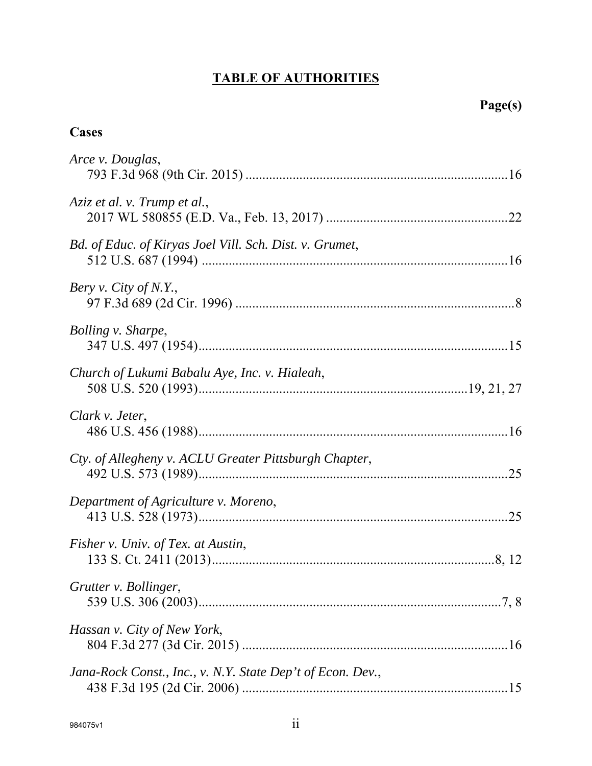# TABLE OF AUTHORITIES

**Page(s)**

**Cases**

*Arce v. Douglas*,
793 F.3d 968 (9th Cir. 2015) ............................................................................16

*Aziz et al. v. Trump et al.*,
2017 WL 580855 (E.D. Va., Feb. 13, 2017) .....................................................22

*Bd. of Educ. of Kiryas Joel Vill. Sch. Dist. v. Grumet*,
512 U.S. 687 (1994) ..........................................................................................16

*Bery v. City of N.Y.*,
97 F.3d 689 (2d Cir. 1996) ..................................................................................8

*Bolling v. Sharpe*,
347 U.S. 497 (1954)...........................................................................................15

*Church of Lukumi Babalu Aye, Inc. v. Hialeah*,
508 U.S. 520 (1993)............................................................................19, 21, 27

*Clark v. Jeter*,
486 U.S. 456 (1988)...........................................................................................16

*Cty. of Allegheny v. ACLU Greater Pittsburgh Chapter*,
492 U.S. 573 (1989)...........................................................................................25

*Department of Agriculture v. Moreno*,
413 U.S. 528 (1973)...........................................................................................25

*Fisher v. Univ. of Tex. at Austin*,
133 S. Ct. 2411 (2013)....................................................................................8, 12

*Grutter v. Bollinger*,
539 U.S. 306 (2003)..........................................................................................7, 8

*Hassan v. City of New York*,
804 F.3d 277 (3d Cir. 2015) ..............................................................................16

*Jana-Rock Const., Inc., v. N.Y. State Dep't of Econ. Dev.*,
438 F.3d 195 (2d Cir. 2006) ..............................................................................15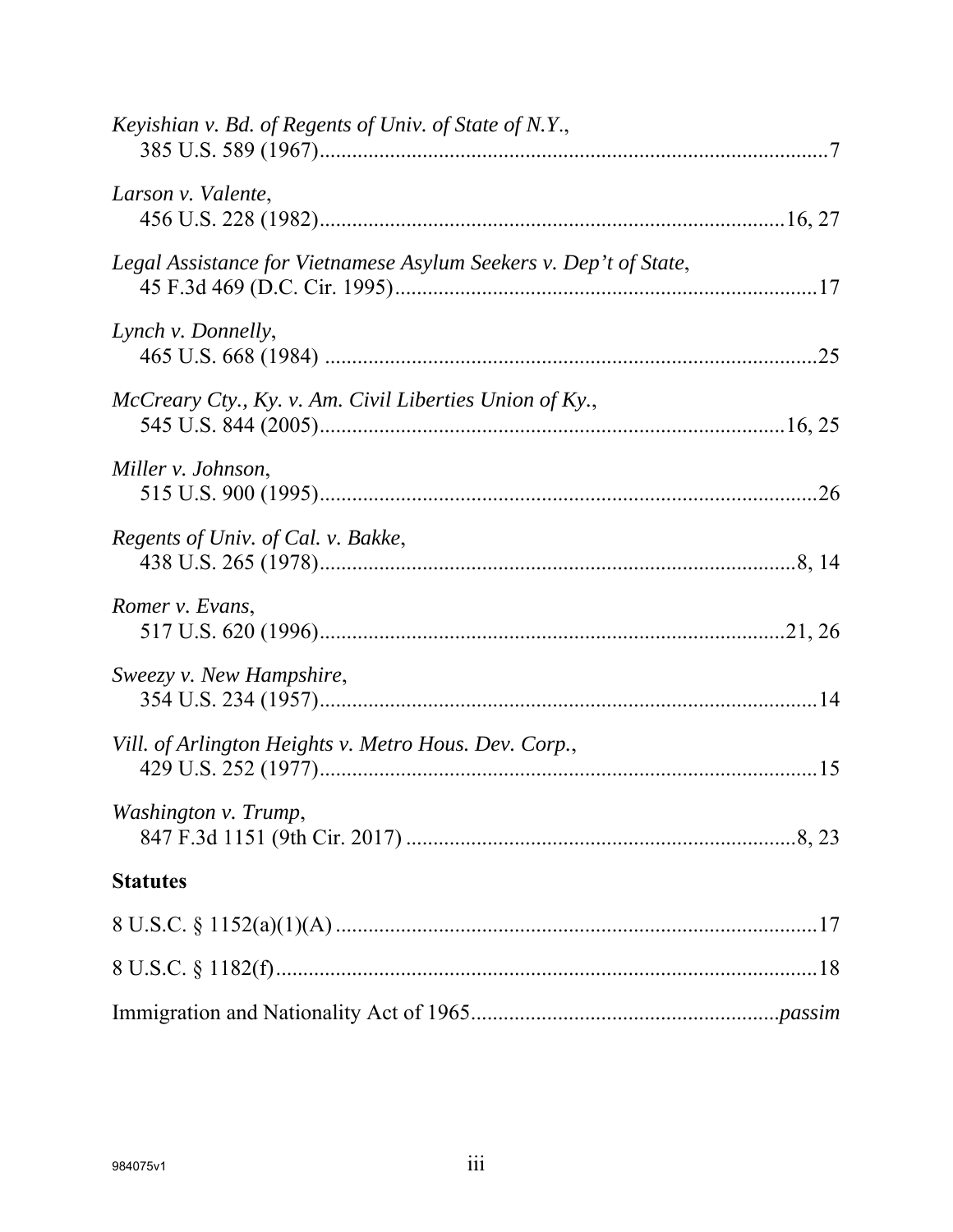*Keyishian v. Bd. of Regents of Univ. of State of N.Y.*,
385 U.S. 589 (1967)....................................................................................7

*Larson v. Valente*,
456 U.S. 228 (1982)..............................................................................16, 27

*Legal Assistance for Vietnamese Asylum Seekers v. Dep't of State*,
45 F.3d 469 (D.C. Cir. 1995)....................................................................17

*Lynch v. Donnelly*,
465 U.S. 668 (1984) .................................................................................25

*McCreary Cty., Ky. v. Am. Civil Liberties Union of Ky.*,
545 U.S. 844 (2005)..............................................................................16, 25

*Miller v. Johnson*,
515 U.S. 900 (1995)..................................................................................26

*Regents of Univ. of Cal. v. Bakke*,
438 U.S. 265 (1978)................................................................................8, 14

*Romer v. Evans*,
517 U.S. 620 (1996)..............................................................................21, 26

*Sweezy v. New Hampshire*,
354 U.S. 234 (1957)..................................................................................14

*Vill. of Arlington Heights v. Metro Hous. Dev. Corp.*,
429 U.S. 252 (1977)..................................................................................15

*Washington v. Trump*,
847 F.3d 1151 (9th Cir. 2017) ................................................................8, 23

**Statutes**

8 U.S.C. § 1152(a)(1)(A) ................................................................................17

8 U.S.C. § 1182(f)...........................................................................................18

Immigration and Nationality Act of 1965.........................................................*passim*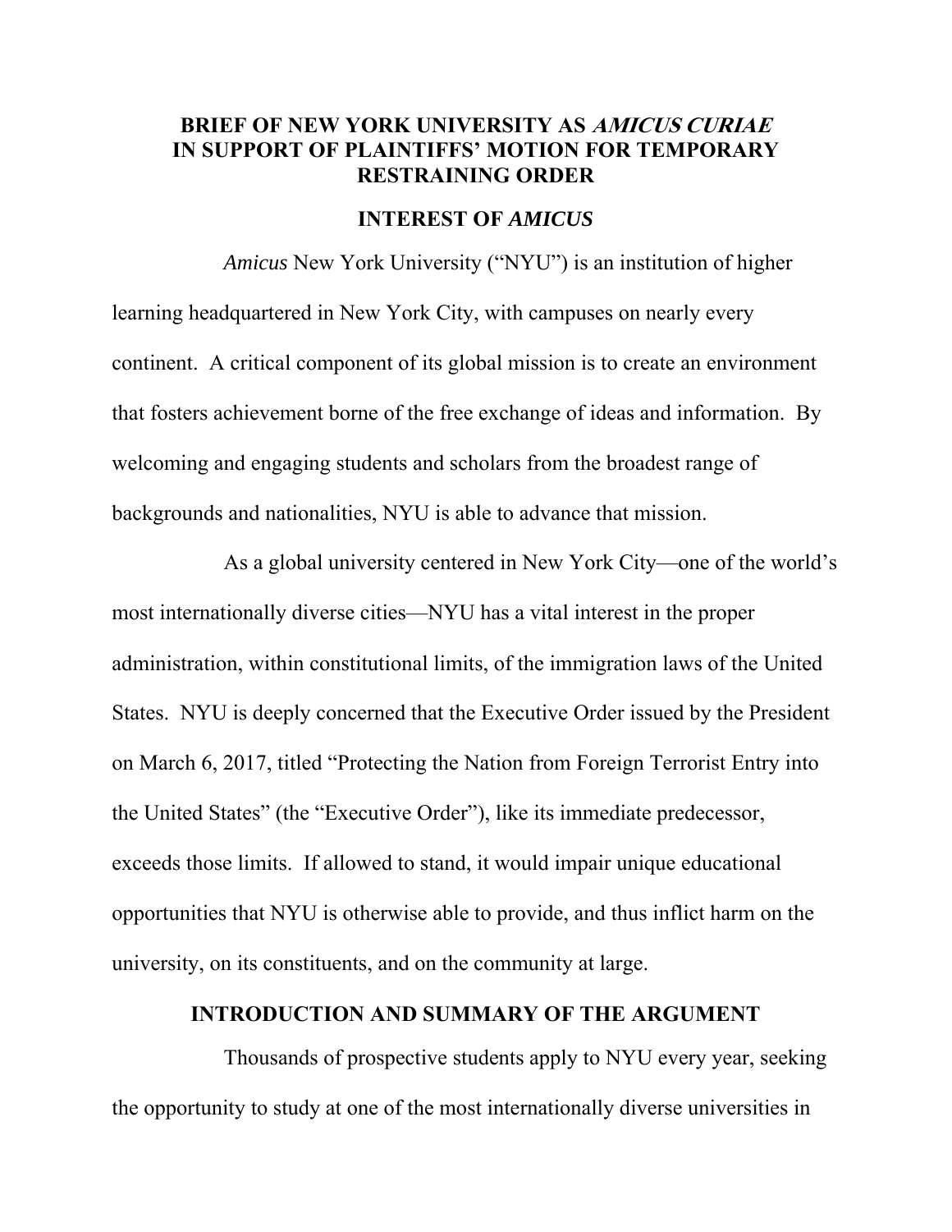# BRIEF OF NEW YORK UNIVERSITY AS *AMICUS CURIAE* IN SUPPORT OF PLAINTIFFS' MOTION FOR TEMPORARY RESTRAINING ORDER

## INTEREST OF *AMICUS*

*Amicus* New York University ("NYU") is an institution of higher learning headquartered in New York City, with campuses on nearly every continent. A critical component of its global mission is to create an environment that fosters achievement borne of the free exchange of ideas and information. By welcoming and engaging students and scholars from the broadest range of backgrounds and nationalities, NYU is able to advance that mission.

As a global university centered in New York City—one of the world's most internationally diverse cities—NYU has a vital interest in the proper administration, within constitutional limits, of the immigration laws of the United States. NYU is deeply concerned that the Executive Order issued by the President on March 6, 2017, titled "Protecting the Nation from Foreign Terrorist Entry into the United States" (the "Executive Order"), like its immediate predecessor, exceeds those limits. If allowed to stand, it would impair unique educational opportunities that NYU is otherwise able to provide, and thus inflict harm on the university, on its constituents, and on the community at large.

## INTRODUCTION AND SUMMARY OF THE ARGUMENT

Thousands of prospective students apply to NYU every year, seeking the opportunity to study at one of the most internationally diverse universities in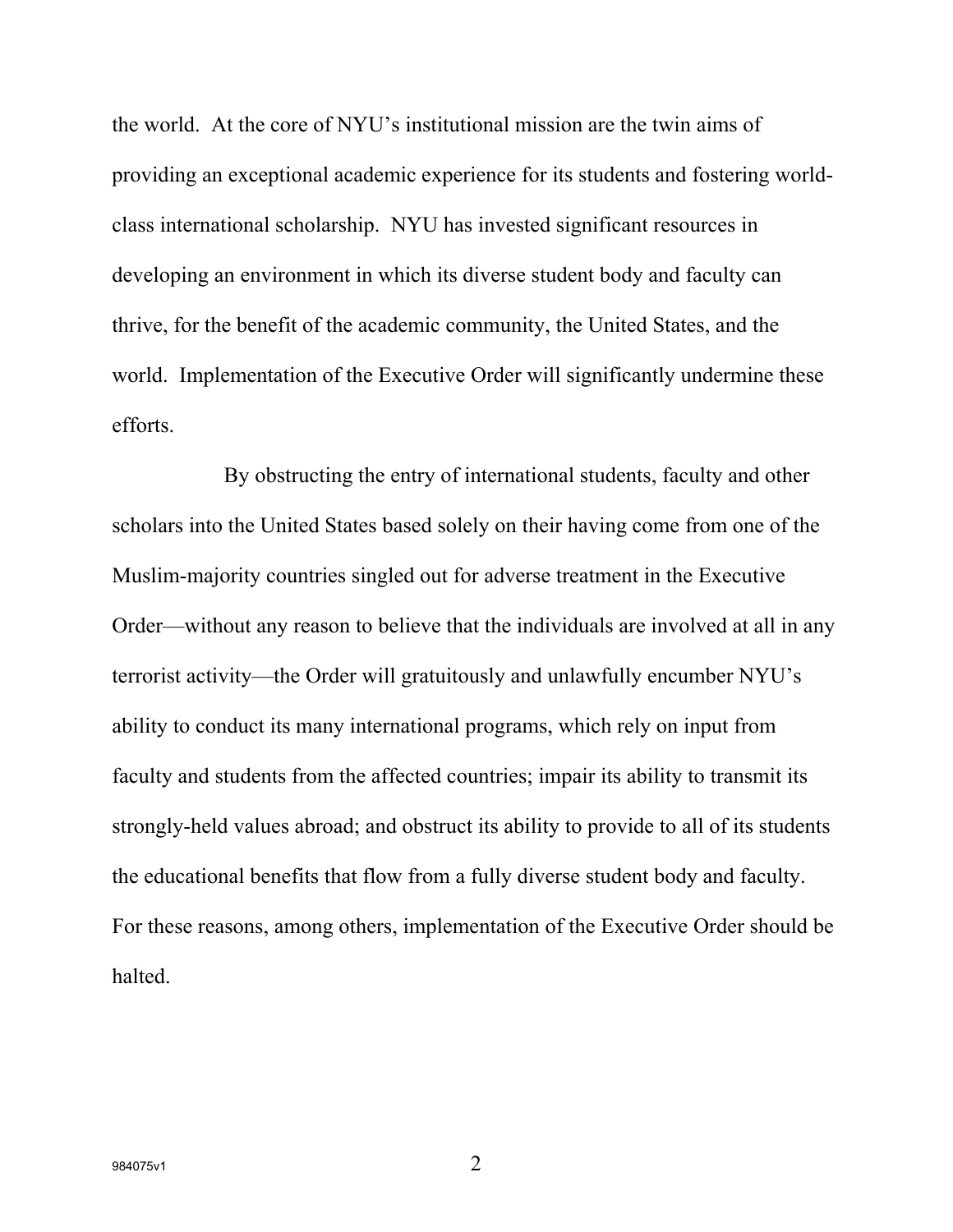the world. At the core of NYU's institutional mission are the twin aims of providing an exceptional academic experience for its students and fostering world-class international scholarship. NYU has invested significant resources in developing an environment in which its diverse student body and faculty can thrive, for the benefit of the academic community, the United States, and the world. Implementation of the Executive Order will significantly undermine these efforts.

By obstructing the entry of international students, faculty and other scholars into the United States based solely on their having come from one of the Muslim-majority countries singled out for adverse treatment in the Executive Order—without any reason to believe that the individuals are involved at all in any terrorist activity—the Order will gratuitously and unlawfully encumber NYU's ability to conduct its many international programs, which rely on input from faculty and students from the affected countries; impair its ability to transmit its strongly-held values abroad; and obstruct its ability to provide to all of its students the educational benefits that flow from a fully diverse student body and faculty. For these reasons, among others, implementation of the Executive Order should be halted.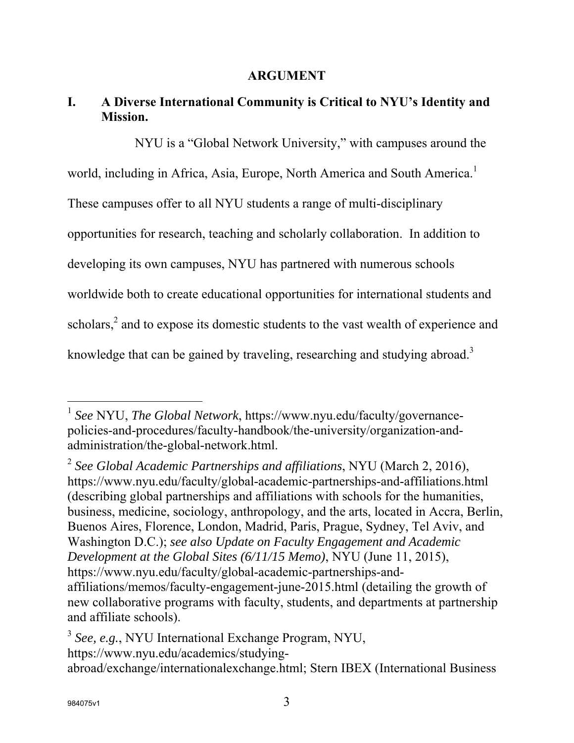# ARGUMENT

## I. A Diverse International Community is Critical to NYU's Identity and Mission.

NYU is a "Global Network University," with campuses around the world, including in Africa, Asia, Europe, North America and South America.[1] These campuses offer to all NYU students a range of multi-disciplinary opportunities for research, teaching and scholarly collaboration. In addition to developing its own campuses, NYU has partnered with numerous schools worldwide both to create educational opportunities for international students and scholars,[2] and to expose its domestic students to the vast wealth of experience and knowledge that can be gained by traveling, researching and studying abroad.[3]

---

[1] *See* NYU, *The Global Network*, https://www.nyu.edu/faculty/governance-policies-and-procedures/faculty-handbook/the-university/organization-and-administration/the-global-network.html.

[2] *See Global Academic Partnerships and affiliations*, NYU (March 2, 2016), https://www.nyu.edu/faculty/global-academic-partnerships-and-affiliations.html (describing global partnerships and affiliations with schools for the humanities, business, medicine, sociology, anthropology, and the arts, located in Accra, Berlin, Buenos Aires, Florence, London, Madrid, Paris, Prague, Sydney, Tel Aviv, and Washington D.C.); *see also Update on Faculty Engagement and Academic Development at the Global Sites (6/11/15 Memo)*, NYU (June 11, 2015), https://www.nyu.edu/faculty/global-academic-partnerships-and-affiliations/memos/faculty-engagement-june-2015.html (detailing the growth of new collaborative programs with faculty, students, and departments at partnership and affiliate schools).

[3] *See, e.g.*, NYU International Exchange Program, NYU, https://www.nyu.edu/academics/studying-abroad/exchange/internationalexchange.html; Stern IBEX (International Business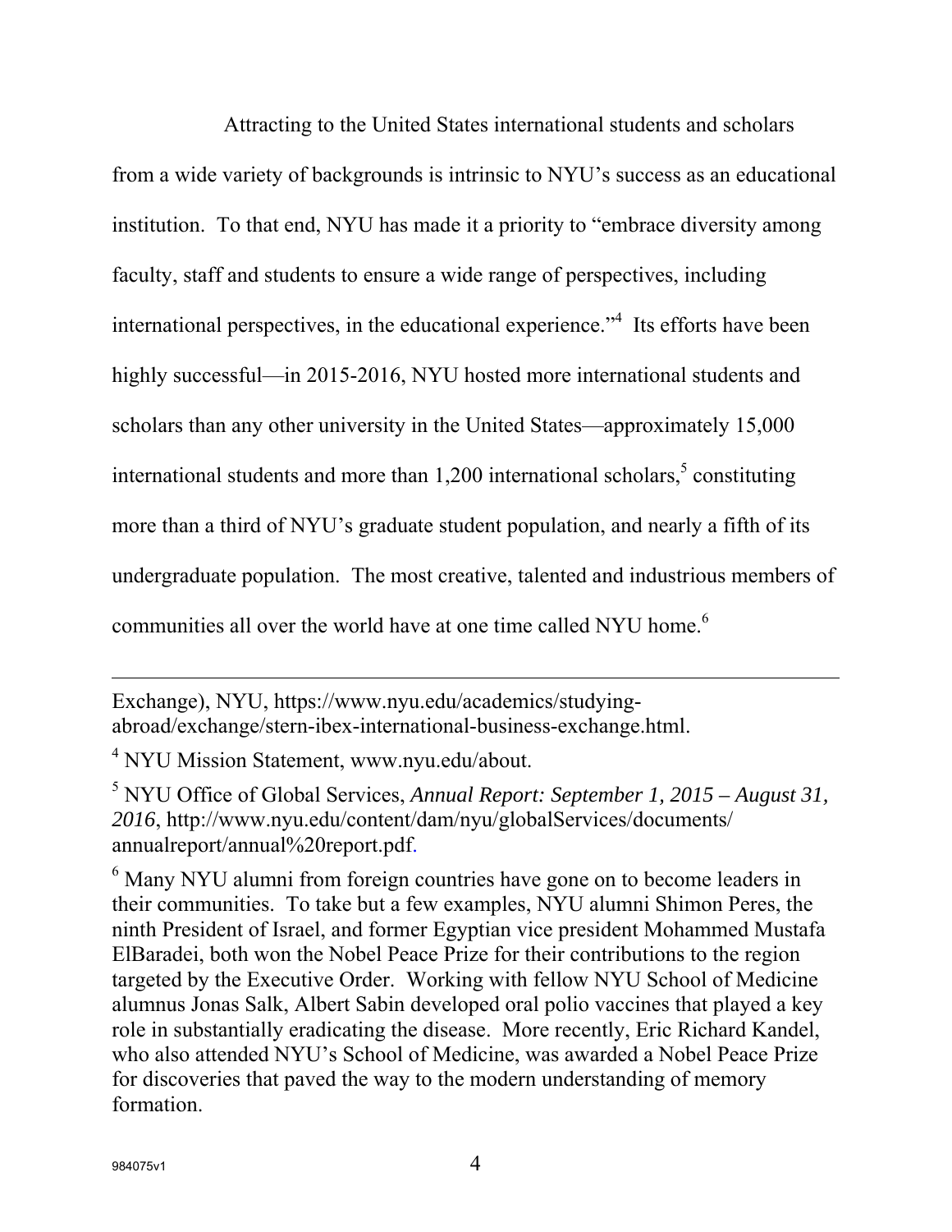Attracting to the United States international students and scholars from a wide variety of backgrounds is intrinsic to NYU's success as an educational institution. To that end, NYU has made it a priority to "embrace diversity among faculty, staff and students to ensure a wide range of perspectives, including international perspectives, in the educational experience."[4] Its efforts have been highly successful—in 2015-2016, NYU hosted more international students and scholars than any other university in the United States—approximately 15,000 international students and more than 1,200 international scholars,[5] constituting more than a third of NYU's graduate student population, and nearly a fifth of its undergraduate population. The most creative, talented and industrious members of communities all over the world have at one time called NYU home.[6]

---

Exchange), NYU, https://www.nyu.edu/academics/studying-abroad/exchange/stern-ibex-international-business-exchange.html.

[4] NYU Mission Statement, www.nyu.edu/about.

[5] NYU Office of Global Services, *Annual Report: September 1, 2015 – August 31, 2016*, http://www.nyu.edu/content/dam/nyu/globalServices/documents/annualreport/annual%20report.pdf.

[6] Many NYU alumni from foreign countries have gone on to become leaders in their communities. To take but a few examples, NYU alumni Shimon Peres, the ninth President of Israel, and former Egyptian vice president Mohammed Mustafa ElBaradei, both won the Nobel Peace Prize for their contributions to the region targeted by the Executive Order. Working with fellow NYU School of Medicine alumnus Jonas Salk, Albert Sabin developed oral polio vaccines that played a key role in substantially eradicating the disease. More recently, Eric Richard Kandel, who also attended NYU's School of Medicine, was awarded a Nobel Peace Prize for discoveries that paved the way to the modern understanding of memory formation.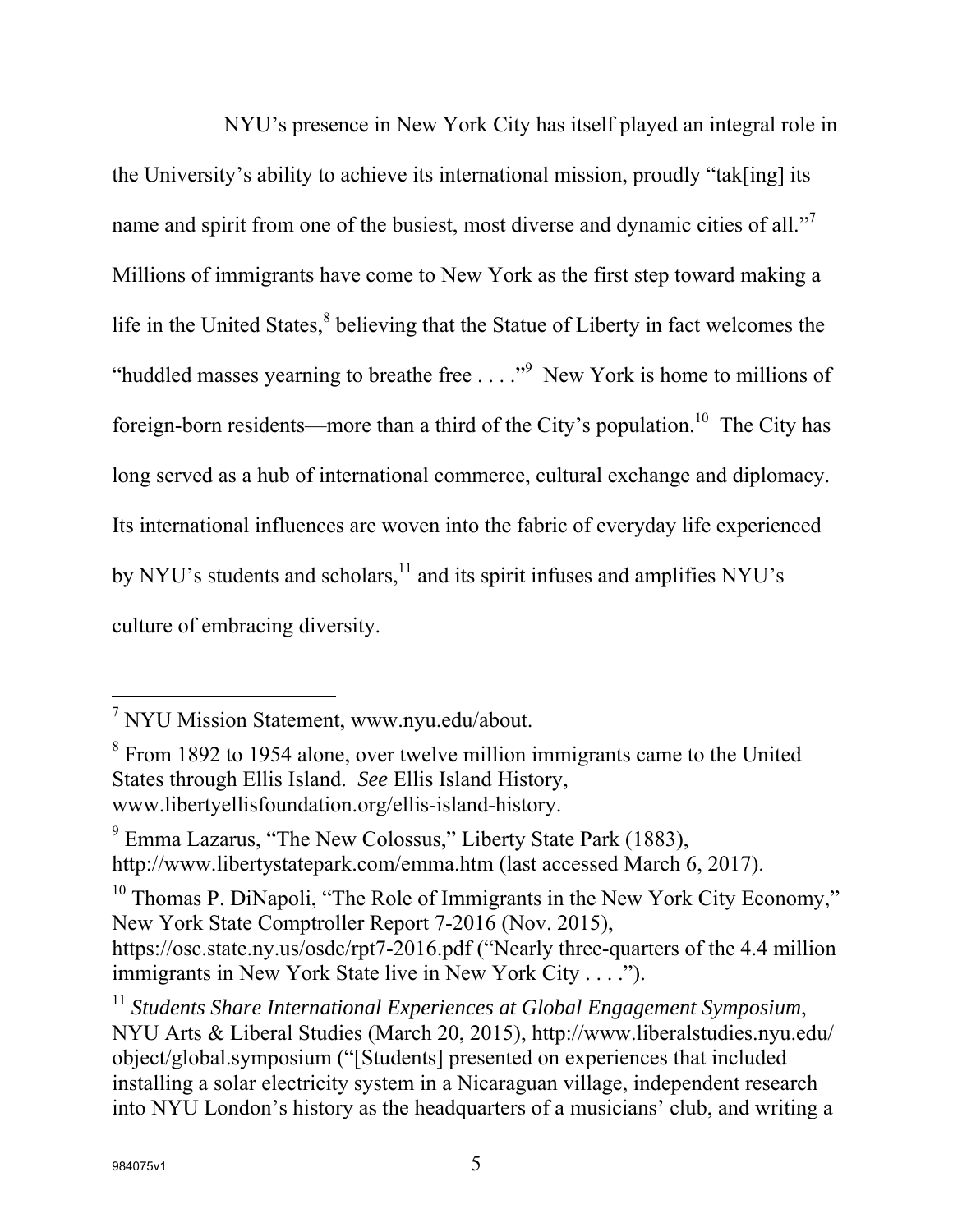NYU's presence in New York City has itself played an integral role in the University's ability to achieve its international mission, proudly "tak[ing] its name and spirit from one of the busiest, most diverse and dynamic cities of all."[7] Millions of immigrants have come to New York as the first step toward making a life in the United States,[8] believing that the Statue of Liberty in fact welcomes the "huddled masses yearning to breathe free . . . ."[9] New York is home to millions of foreign-born residents—more than a third of the City's population.[10] The City has long served as a hub of international commerce, cultural exchange and diplomacy. Its international influences are woven into the fabric of everyday life experienced by NYU's students and scholars,[11] and its spirit infuses and amplifies NYU's culture of embracing diversity.

---

[7] NYU Mission Statement, www.nyu.edu/about.

[8] From 1892 to 1954 alone, over twelve million immigrants came to the United States through Ellis Island. *See* Ellis Island History, www.libertyellisfoundation.org/ellis-island-history.

[9] Emma Lazarus, "The New Colossus," Liberty State Park (1883), http://www.libertystatepark.com/emma.htm (last accessed March 6, 2017).

[10] Thomas P. DiNapoli, "The Role of Immigrants in the New York City Economy," New York State Comptroller Report 7-2016 (Nov. 2015), https://osc.state.ny.us/osdc/rpt7-2016.pdf ("Nearly three-quarters of the 4.4 million immigrants in New York State live in New York City . . . .").

[11] *Students Share International Experiences at Global Engagement Symposium*, NYU Arts & Liberal Studies (March 20, 2015), http://www.liberalstudies.nyu.edu/object/global.symposium ("[Students] presented on experiences that included installing a solar electricity system in a Nicaraguan village, independent research into NYU London's history as the headquarters of a musicians' club, and writing a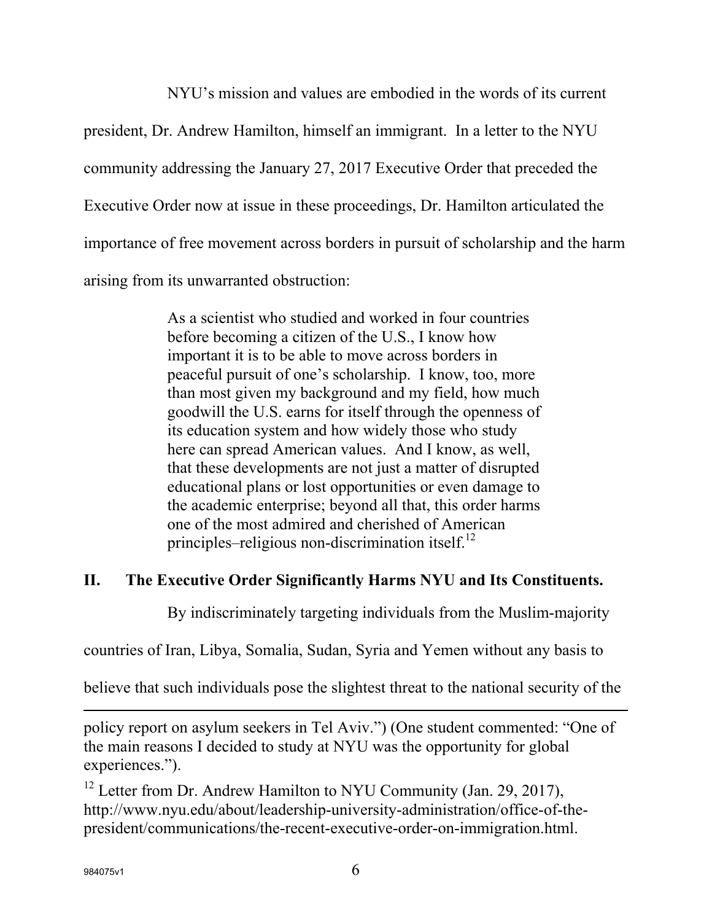NYU's mission and values are embodied in the words of its current president, Dr. Andrew Hamilton, himself an immigrant. In a letter to the NYU community addressing the January 27, 2017 Executive Order that preceded the Executive Order now at issue in these proceedings, Dr. Hamilton articulated the importance of free movement across borders in pursuit of scholarship and the harm arising from its unwarranted obstruction:

> As a scientist who studied and worked in four countries before becoming a citizen of the U.S., I know how important it is to be able to move across borders in peaceful pursuit of one's scholarship. I know, too, more than most given my background and my field, how much goodwill the U.S. earns for itself through the openness of its education system and how widely those who study here can spread American values. And I know, as well, that these developments are not just a matter of disrupted educational plans or lost opportunities or even damage to the academic enterprise; beyond all that, this order harms one of the most admired and cherished of American principles–religious non-discrimination itself.[12]

## II. The Executive Order Significantly Harms NYU and Its Constituents.

By indiscriminately targeting individuals from the Muslim-majority countries of Iran, Libya, Somalia, Sudan, Syria and Yemen without any basis to believe that such individuals pose the slightest threat to the national security of the

---

policy report on asylum seekers in Tel Aviv.") (One student commented: "One of the main reasons I decided to study at NYU was the opportunity for global experiences.").

[12] Letter from Dr. Andrew Hamilton to NYU Community (Jan. 29, 2017), http://www.nyu.edu/about/leadership-university-administration/office-of-the-president/communications/the-recent-executive-order-on-immigration.html.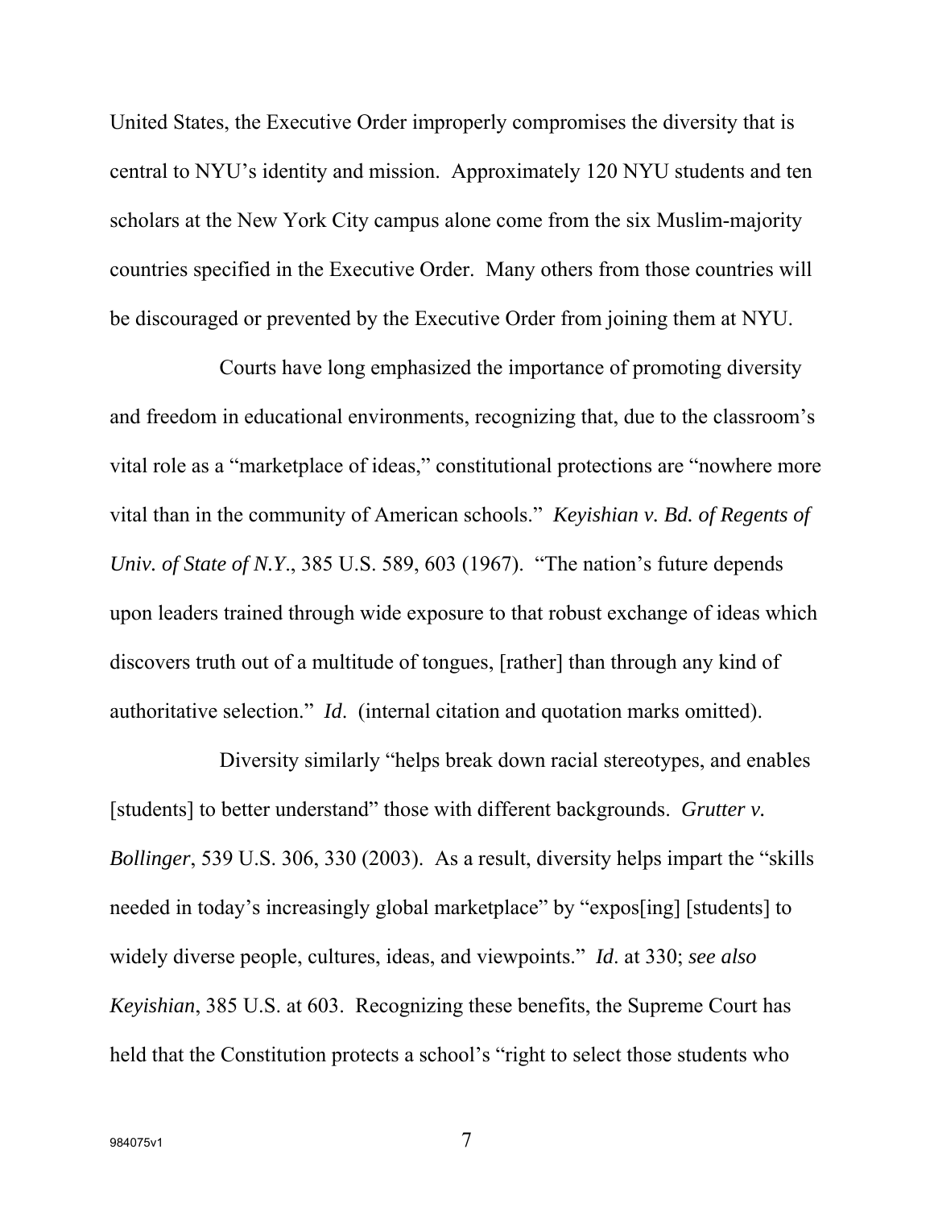United States, the Executive Order improperly compromises the diversity that is central to NYU's identity and mission. Approximately 120 NYU students and ten scholars at the New York City campus alone come from the six Muslim-majority countries specified in the Executive Order. Many others from those countries will be discouraged or prevented by the Executive Order from joining them at NYU.

Courts have long emphasized the importance of promoting diversity and freedom in educational environments, recognizing that, due to the classroom's vital role as a "marketplace of ideas," constitutional protections are "nowhere more vital than in the community of American schools." *Keyishian v. Bd. of Regents of Univ. of State of N.Y.*, 385 U.S. 589, 603 (1967). "The nation's future depends upon leaders trained through wide exposure to that robust exchange of ideas which discovers truth out of a multitude of tongues, [rather] than through any kind of authoritative selection." *Id*. (internal citation and quotation marks omitted).

Diversity similarly "helps break down racial stereotypes, and enables [students] to better understand" those with different backgrounds. *Grutter v. Bollinger*, 539 U.S. 306, 330 (2003). As a result, diversity helps impart the "skills needed in today's increasingly global marketplace" by "expos[ing] [students] to widely diverse people, cultures, ideas, and viewpoints." *Id*. at 330; *see also Keyishian*, 385 U.S. at 603. Recognizing these benefits, the Supreme Court has held that the Constitution protects a school's "right to select those students who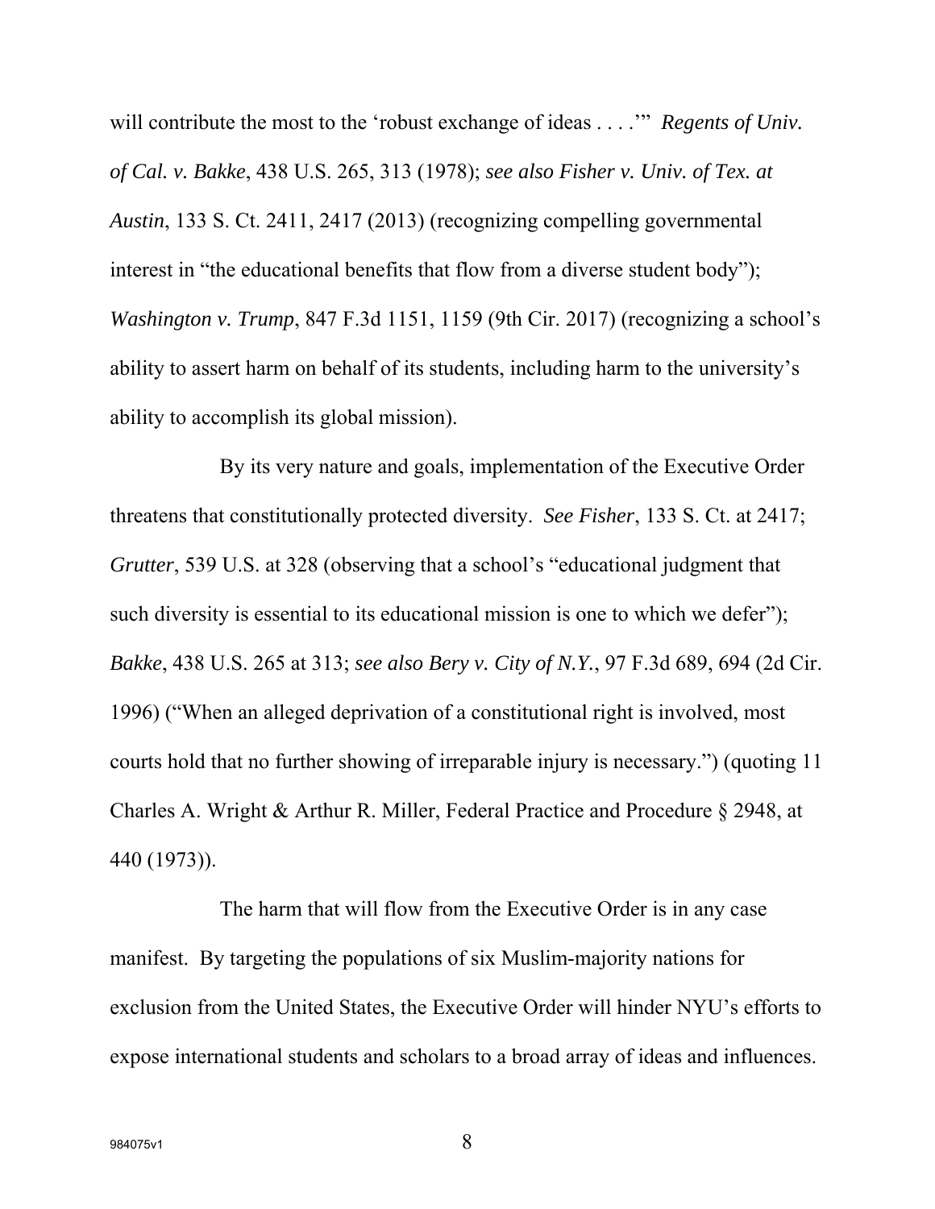will contribute the most to the 'robust exchange of ideas . . . .'" *Regents of Univ. of Cal. v. Bakke*, 438 U.S. 265, 313 (1978); *see also Fisher v. Univ. of Tex. at Austin*, 133 S. Ct. 2411, 2417 (2013) (recognizing compelling governmental interest in "the educational benefits that flow from a diverse student body"); *Washington v. Trump*, 847 F.3d 1151, 1159 (9th Cir. 2017) (recognizing a school's ability to assert harm on behalf of its students, including harm to the university's ability to accomplish its global mission).

By its very nature and goals, implementation of the Executive Order threatens that constitutionally protected diversity. *See Fisher*, 133 S. Ct. at 2417; *Grutter*, 539 U.S. at 328 (observing that a school's "educational judgment that such diversity is essential to its educational mission is one to which we defer"); *Bakke*, 438 U.S. 265 at 313; *see also Bery v. City of N.Y.*, 97 F.3d 689, 694 (2d Cir. 1996) ("When an alleged deprivation of a constitutional right is involved, most courts hold that no further showing of irreparable injury is necessary.") (quoting 11 Charles A. Wright & Arthur R. Miller, Federal Practice and Procedure § 2948, at 440 (1973)).

The harm that will flow from the Executive Order is in any case manifest. By targeting the populations of six Muslim-majority nations for exclusion from the United States, the Executive Order will hinder NYU's efforts to expose international students and scholars to a broad array of ideas and influences.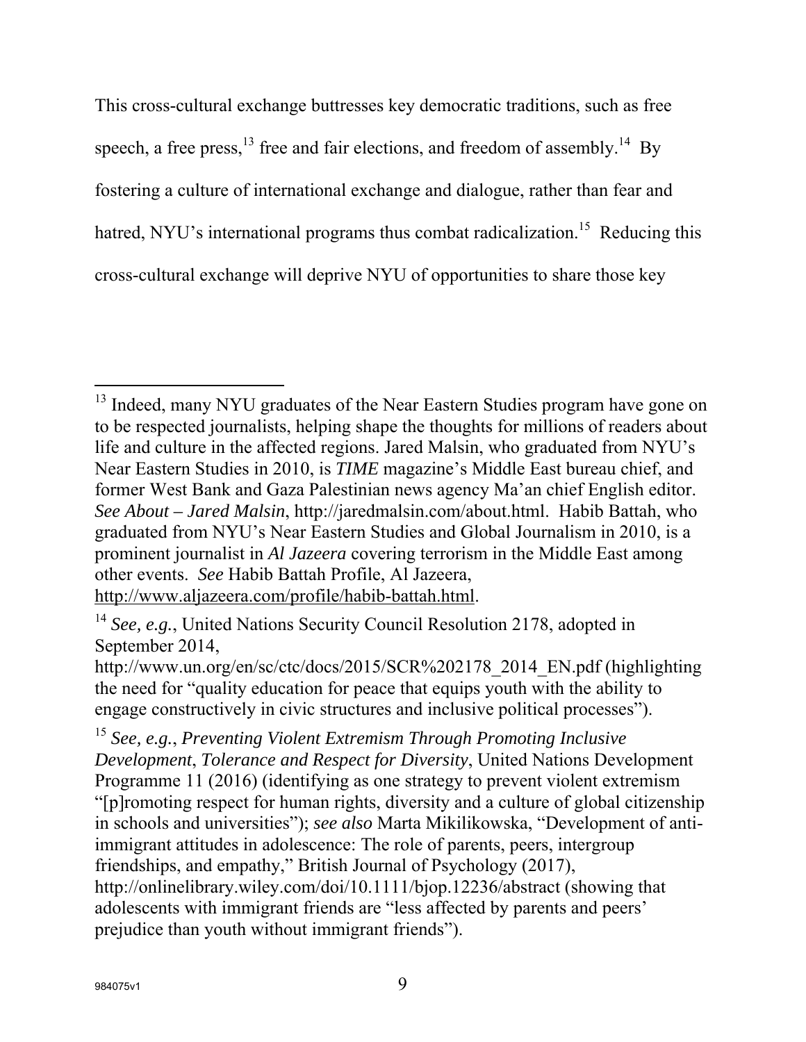This cross-cultural exchange buttresses key democratic traditions, such as free speech, a free press,[13] free and fair elections, and freedom of assembly.[14] By fostering a culture of international exchange and dialogue, rather than fear and hatred, NYU's international programs thus combat radicalization.[15] Reducing this cross-cultural exchange will deprive NYU of opportunities to share those key

---

[13] Indeed, many NYU graduates of the Near Eastern Studies program have gone on to be respected journalists, helping shape the thoughts for millions of readers about life and culture in the affected regions. Jared Malsin, who graduated from NYU's Near Eastern Studies in 2010, is *TIME* magazine's Middle East bureau chief, and former West Bank and Gaza Palestinian news agency Ma'an chief English editor. *See About – Jared Malsin*, http://jaredmalsin.com/about.html. Habib Battah, who graduated from NYU's Near Eastern Studies and Global Journalism in 2010, is a prominent journalist in *Al Jazeera* covering terrorism in the Middle East among other events. *See* Habib Battah Profile, Al Jazeera, http://www.aljazeera.com/profile/habib-battah.html.

[14] *See, e.g.*, United Nations Security Council Resolution 2178, adopted in September 2014, http://www.un.org/en/sc/ctc/docs/2015/SCR%202178_2014_EN.pdf (highlighting the need for "quality education for peace that equips youth with the ability to engage constructively in civic structures and inclusive political processes").

[15] *See, e.g.*, *Preventing Violent Extremism Through Promoting Inclusive Development*, *Tolerance and Respect for Diversity*, United Nations Development Programme 11 (2016) (identifying as one strategy to prevent violent extremism "[p]romoting respect for human rights, diversity and a culture of global citizenship in schools and universities"); *see also* Marta Mikilikowska, "Development of anti-immigrant attitudes in adolescence: The role of parents, peers, intergroup friendships, and empathy," British Journal of Psychology (2017), http://onlinelibrary.wiley.com/doi/10.1111/bjop.12236/abstract (showing that adolescents with immigrant friends are "less affected by parents and peers' prejudice than youth without immigrant friends").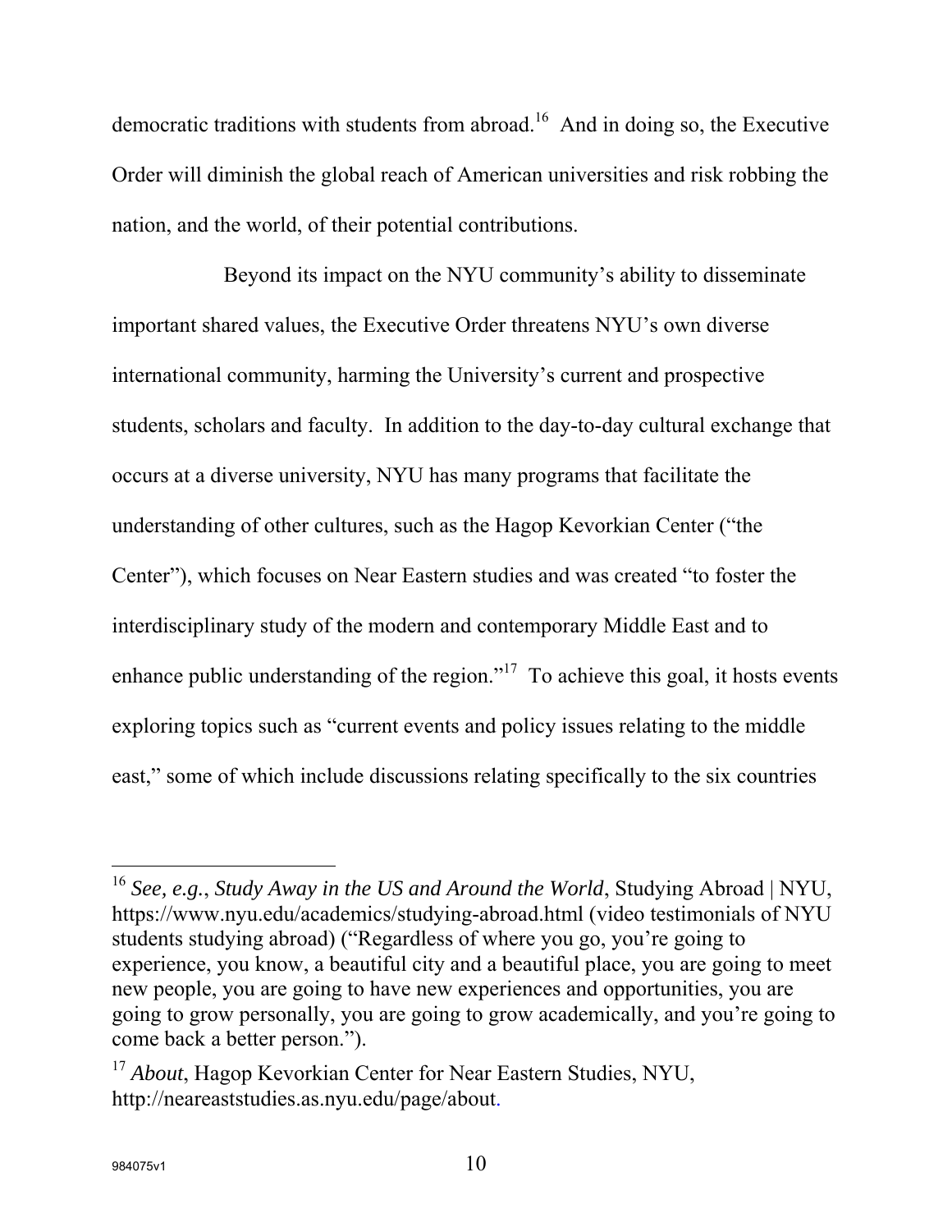democratic traditions with students from abroad.[16] And in doing so, the Executive Order will diminish the global reach of American universities and risk robbing the nation, and the world, of their potential contributions.

Beyond its impact on the NYU community's ability to disseminate important shared values, the Executive Order threatens NYU's own diverse international community, harming the University's current and prospective students, scholars and faculty. In addition to the day-to-day cultural exchange that occurs at a diverse university, NYU has many programs that facilitate the understanding of other cultures, such as the Hagop Kevorkian Center ("the Center"), which focuses on Near Eastern studies and was created "to foster the interdisciplinary study of the modern and contemporary Middle East and to enhance public understanding of the region."[17] To achieve this goal, it hosts events exploring topics such as "current events and policy issues relating to the middle east," some of which include discussions relating specifically to the six countries

---

[16] *See, e.g.*, *Study Away in the US and Around the World*, Studying Abroad | NYU, https://www.nyu.edu/academics/studying-abroad.html (video testimonials of NYU students studying abroad) ("Regardless of where you go, you're going to experience, you know, a beautiful city and a beautiful place, you are going to meet new people, you are going to have new experiences and opportunities, you are going to grow personally, you are going to grow academically, and you're going to come back a better person.").

[17] *About*, Hagop Kevorkian Center for Near Eastern Studies, NYU, http://neareaststudies.as.nyu.edu/page/about.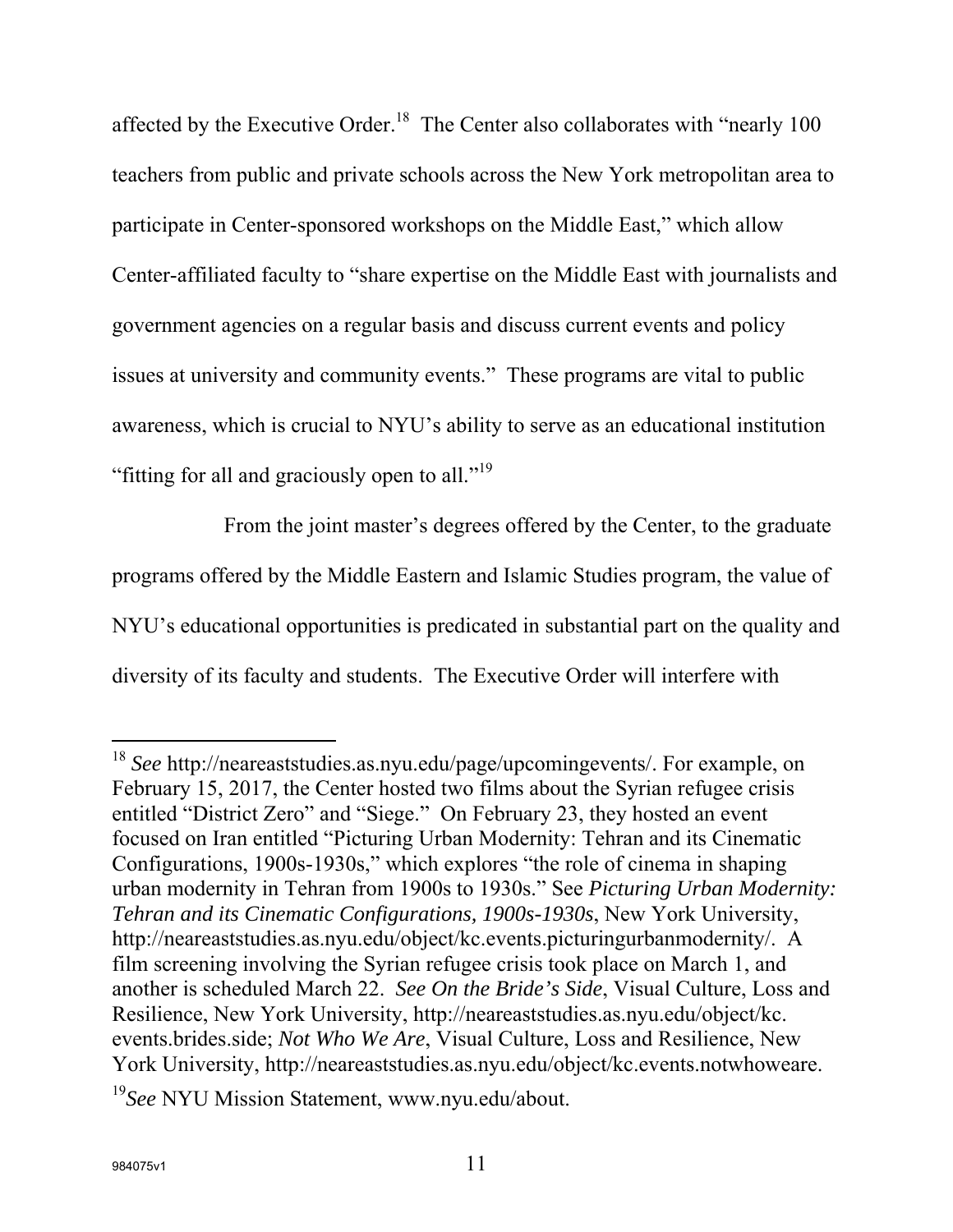affected by the Executive Order.[18] The Center also collaborates with "nearly 100 teachers from public and private schools across the New York metropolitan area to participate in Center-sponsored workshops on the Middle East," which allow Center-affiliated faculty to "share expertise on the Middle East with journalists and government agencies on a regular basis and discuss current events and policy issues at university and community events." These programs are vital to public awareness, which is crucial to NYU's ability to serve as an educational institution "fitting for all and graciously open to all."[19]

From the joint master's degrees offered by the Center, to the graduate programs offered by the Middle Eastern and Islamic Studies program, the value of NYU's educational opportunities is predicated in substantial part on the quality and diversity of its faculty and students. The Executive Order will interfere with

---

[18] *See* http://neareaststudies.as.nyu.edu/page/upcomingevents/. For example, on February 15, 2017, the Center hosted two films about the Syrian refugee crisis entitled "District Zero" and "Siege." On February 23, they hosted an event focused on Iran entitled "Picturing Urban Modernity: Tehran and its Cinematic Configurations, 1900s-1930s," which explores "the role of cinema in shaping urban modernity in Tehran from 1900s to 1930s." See *Picturing Urban Modernity: Tehran and its Cinematic Configurations, 1900s-1930s*, New York University, http://neareaststudies.as.nyu.edu/object/kc.events.picturingurbanmodernity/. A film screening involving the Syrian refugee crisis took place on March 1, and another is scheduled March 22. *See On the Bride's Side*, Visual Culture, Loss and Resilience, New York University, http://neareaststudies.as.nyu.edu/object/kc. events.brides.side; *Not Who We Are*, Visual Culture, Loss and Resilience, New York University, http://neareaststudies.as.nyu.edu/object/kc.events.notwhoweare.

[19] *See* NYU Mission Statement, www.nyu.edu/about.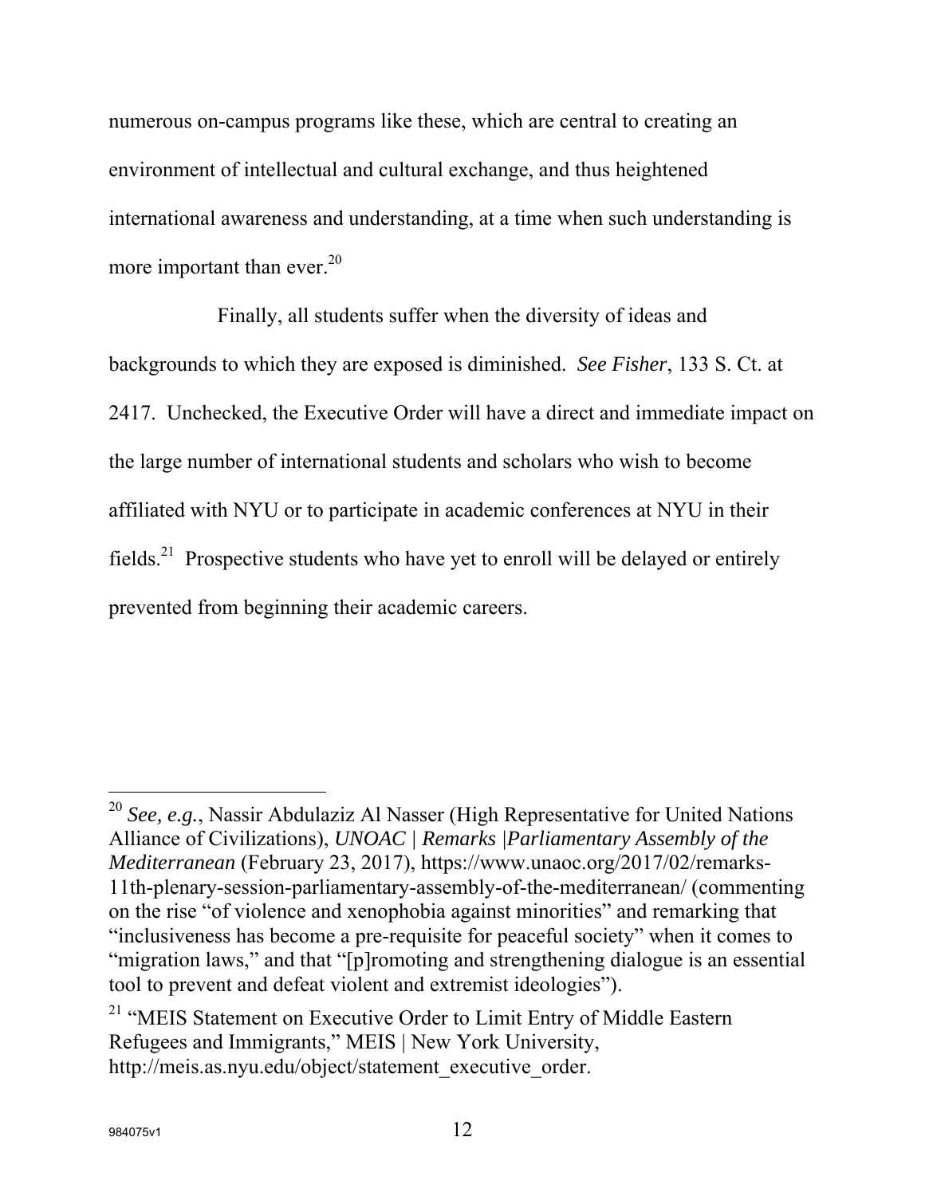numerous on-campus programs like these, which are central to creating an environment of intellectual and cultural exchange, and thus heightened international awareness and understanding, at a time when such understanding is more important than ever.[20]

Finally, all students suffer when the diversity of ideas and backgrounds to which they are exposed is diminished. *See Fisher*, 133 S. Ct. at 2417. Unchecked, the Executive Order will have a direct and immediate impact on the large number of international students and scholars who wish to become affiliated with NYU or to participate in academic conferences at NYU in their fields.[21] Prospective students who have yet to enroll will be delayed or entirely prevented from beginning their academic careers.

---

[20] *See, e.g.*, Nassir Abdulaziz Al Nasser (High Representative for United Nations Alliance of Civilizations), *UNOAC | Remarks |Parliamentary Assembly of the Mediterranean* (February 23, 2017), https://www.unaoc.org/2017/02/remarks-11th-plenary-session-parliamentary-assembly-of-the-mediterranean/ (commenting on the rise "of violence and xenophobia against minorities" and remarking that "inclusiveness has become a pre-requisite for peaceful society" when it comes to "migration laws," and that "[p]romoting and strengthening dialogue is an essential tool to prevent and defeat violent and extremist ideologies").

[21] "MEIS Statement on Executive Order to Limit Entry of Middle Eastern Refugees and Immigrants," MEIS | New York University, http://meis.as.nyu.edu/object/statement_executive_order.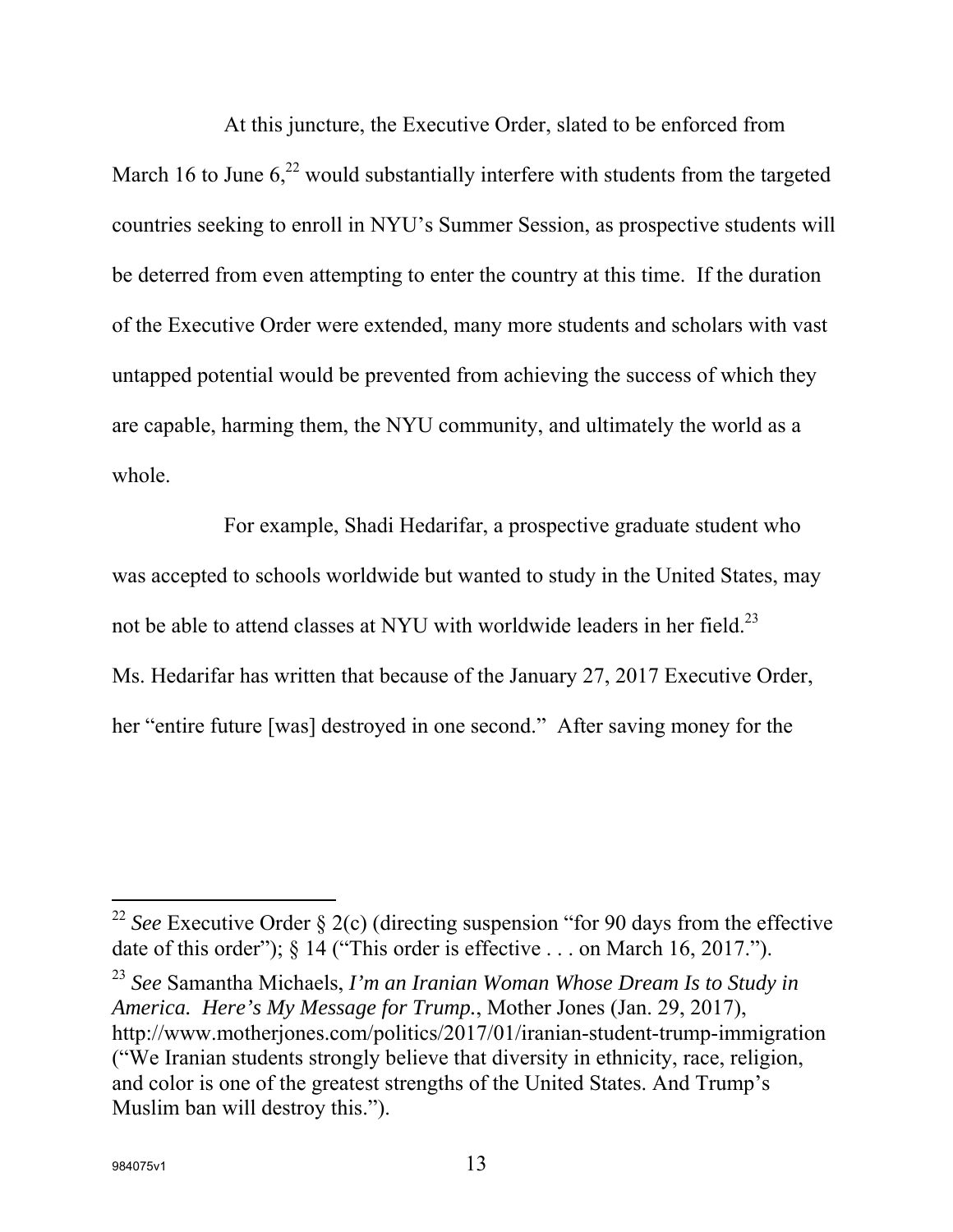At this juncture, the Executive Order, slated to be enforced from March 16 to June 6,[22] would substantially interfere with students from the targeted countries seeking to enroll in NYU's Summer Session, as prospective students will be deterred from even attempting to enter the country at this time. If the duration of the Executive Order were extended, many more students and scholars with vast untapped potential would be prevented from achieving the success of which they are capable, harming them, the NYU community, and ultimately the world as a whole.

For example, Shadi Hedarifar, a prospective graduate student who was accepted to schools worldwide but wanted to study in the United States, may not be able to attend classes at NYU with worldwide leaders in her field.[23] Ms. Hedarifar has written that because of the January 27, 2017 Executive Order, her "entire future [was] destroyed in one second." After saving money for the

---

[22] *See* Executive Order § 2(c) (directing suspension "for 90 days from the effective date of this order"); § 14 ("This order is effective . . . on March 16, 2017.").

[23] *See* Samantha Michaels, *I'm an Iranian Woman Whose Dream Is to Study in America. Here's My Message for Trump.*, Mother Jones (Jan. 29, 2017), http://www.motherjones.com/politics/2017/01/iranian-student-trump-immigration ("We Iranian students strongly believe that diversity in ethnicity, race, religion, and color is one of the greatest strengths of the United States. And Trump's Muslim ban will destroy this.").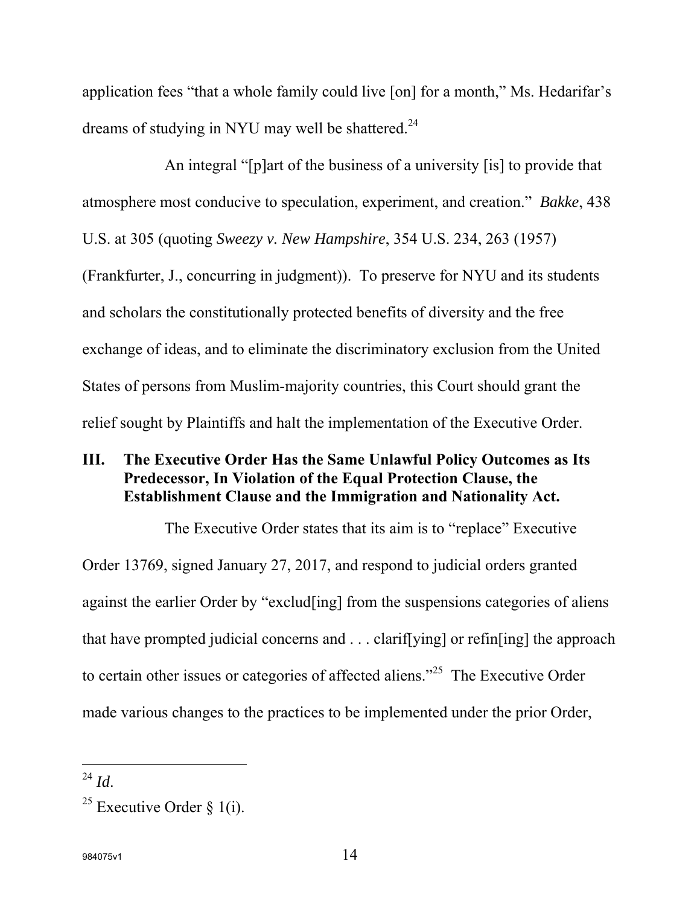application fees "that a whole family could live [on] for a month," Ms. Hedarifar's dreams of studying in NYU may well be shattered.[24]

An integral "[p]art of the business of a university [is] to provide that atmosphere most conducive to speculation, experiment, and creation." *Bakke*, 438 U.S. at 305 (quoting *Sweezy v. New Hampshire*, 354 U.S. 234, 263 (1957) (Frankfurter, J., concurring in judgment)). To preserve for NYU and its students and scholars the constitutionally protected benefits of diversity and the free exchange of ideas, and to eliminate the discriminatory exclusion from the United States of persons from Muslim-majority countries, this Court should grant the relief sought by Plaintiffs and halt the implementation of the Executive Order.

## III. The Executive Order Has the Same Unlawful Policy Outcomes as Its Predecessor, In Violation of the Equal Protection Clause, the Establishment Clause and the Immigration and Nationality Act.

The Executive Order states that its aim is to "replace" Executive Order 13769, signed January 27, 2017, and respond to judicial orders granted against the earlier Order by "exclud[ing] from the suspensions categories of aliens that have prompted judicial concerns and . . . clarif[ying] or refin[ing] the approach to certain other issues or categories of affected aliens."[25] The Executive Order made various changes to the practices to be implemented under the prior Order,

---

[24] *Id*.

[25] Executive Order § 1(i).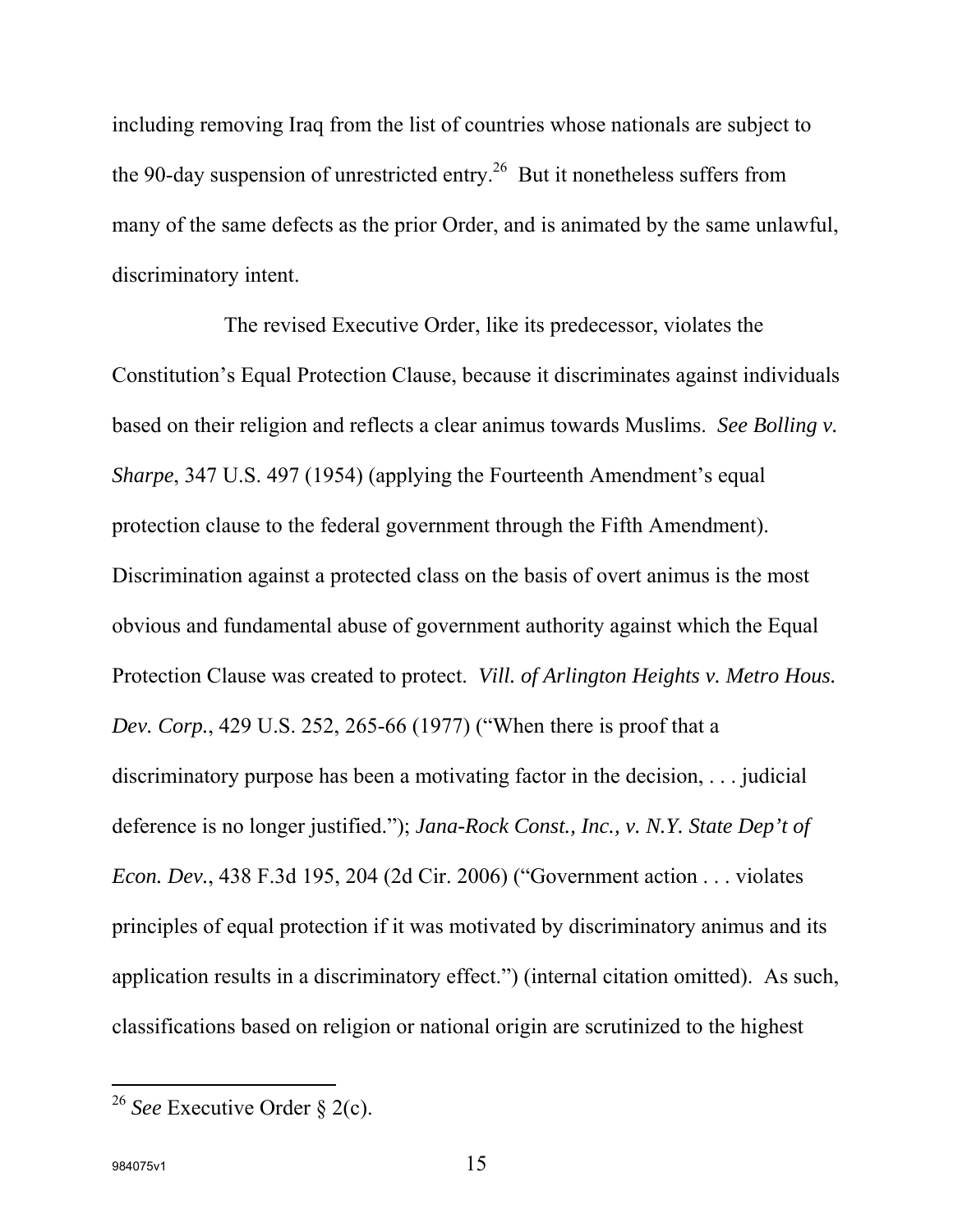including removing Iraq from the list of countries whose nationals are subject to the 90-day suspension of unrestricted entry.[26] But it nonetheless suffers from many of the same defects as the prior Order, and is animated by the same unlawful, discriminatory intent.

The revised Executive Order, like its predecessor, violates the Constitution's Equal Protection Clause, because it discriminates against individuals based on their religion and reflects a clear animus towards Muslims. *See Bolling v. Sharpe*, 347 U.S. 497 (1954) (applying the Fourteenth Amendment's equal protection clause to the federal government through the Fifth Amendment). Discrimination against a protected class on the basis of overt animus is the most obvious and fundamental abuse of government authority against which the Equal Protection Clause was created to protect. *Vill. of Arlington Heights v. Metro Hous. Dev. Corp.*, 429 U.S. 252, 265-66 (1977) ("When there is proof that a discriminatory purpose has been a motivating factor in the decision, . . . judicial deference is no longer justified."); *Jana-Rock Const., Inc., v. N.Y. State Dep't of Econ. Dev.*, 438 F.3d 195, 204 (2d Cir. 2006) ("Government action . . . violates principles of equal protection if it was motivated by discriminatory animus and its application results in a discriminatory effect.") (internal citation omitted). As such, classifications based on religion or national origin are scrutinized to the highest

[26] *See* Executive Order § 2(c).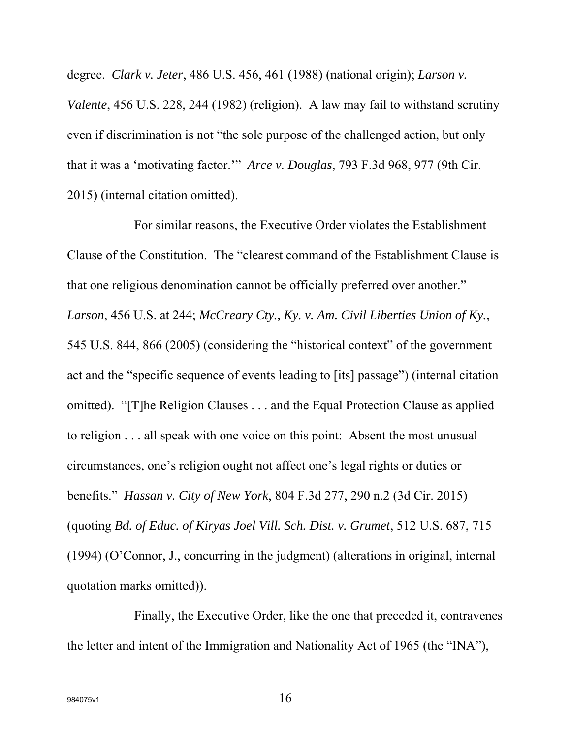degree. *Clark v. Jeter*, 486 U.S. 456, 461 (1988) (national origin); *Larson v. Valente*, 456 U.S. 228, 244 (1982) (religion). A law may fail to withstand scrutiny even if discrimination is not "the sole purpose of the challenged action, but only that it was a 'motivating factor.'" *Arce v. Douglas*, 793 F.3d 968, 977 (9th Cir. 2015) (internal citation omitted).

For similar reasons, the Executive Order violates the Establishment Clause of the Constitution. The "clearest command of the Establishment Clause is that one religious denomination cannot be officially preferred over another." *Larson*, 456 U.S. at 244; *McCreary Cty., Ky. v. Am. Civil Liberties Union of Ky.*, 545 U.S. 844, 866 (2005) (considering the "historical context" of the government act and the "specific sequence of events leading to [its] passage") (internal citation omitted). "[T]he Religion Clauses . . . and the Equal Protection Clause as applied to religion . . . all speak with one voice on this point: Absent the most unusual circumstances, one's religion ought not affect one's legal rights or duties or benefits." *Hassan v. City of New York*, 804 F.3d 277, 290 n.2 (3d Cir. 2015) (quoting *Bd. of Educ. of Kiryas Joel Vill. Sch. Dist. v. Grumet*, 512 U.S. 687, 715 (1994) (O'Connor, J., concurring in the judgment) (alterations in original, internal quotation marks omitted)).

Finally, the Executive Order, like the one that preceded it, contravenes the letter and intent of the Immigration and Nationality Act of 1965 (the "INA"),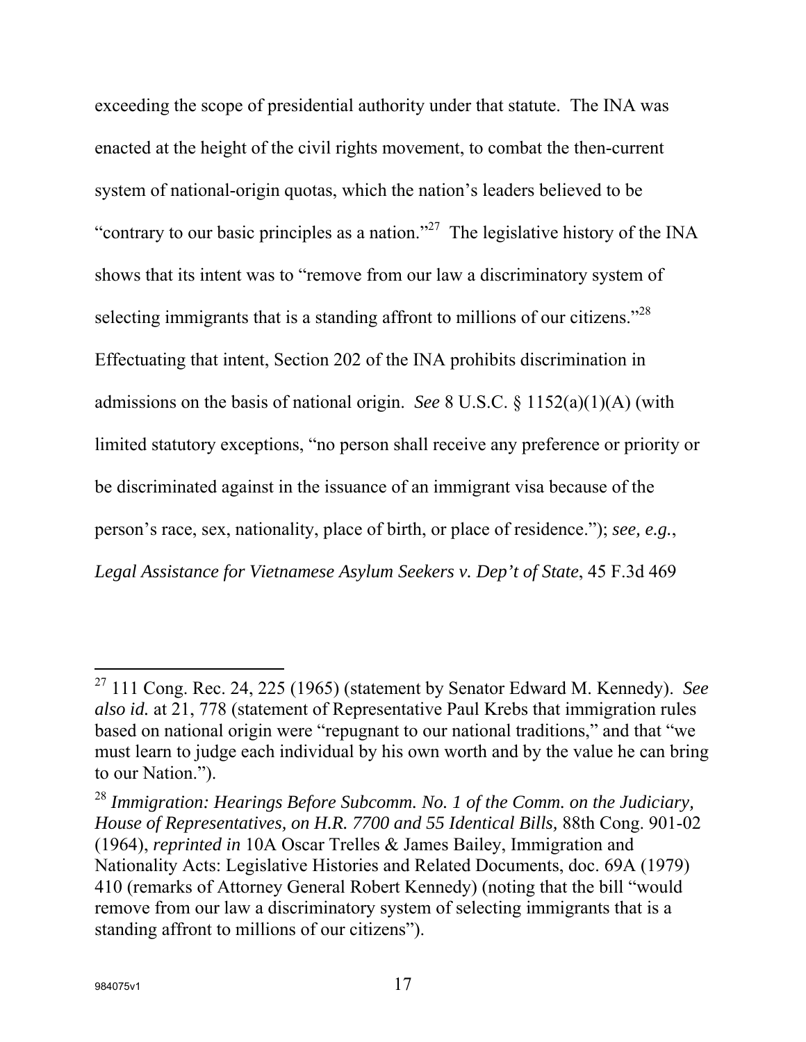exceeding the scope of presidential authority under that statute. The INA was enacted at the height of the civil rights movement, to combat the then-current system of national-origin quotas, which the nation's leaders believed to be "contrary to our basic principles as a nation."[27] The legislative history of the INA shows that its intent was to "remove from our law a discriminatory system of selecting immigrants that is a standing affront to millions of our citizens."[28] Effectuating that intent, Section 202 of the INA prohibits discrimination in admissions on the basis of national origin. *See* 8 U.S.C. § 1152(a)(1)(A) (with limited statutory exceptions, "no person shall receive any preference or priority or be discriminated against in the issuance of an immigrant visa because of the person's race, sex, nationality, place of birth, or place of residence."); *see, e.g.*, *Legal Assistance for Vietnamese Asylum Seekers v. Dep't of State*, 45 F.3d 469

---

[27] 111 Cong. Rec. 24, 225 (1965) (statement by Senator Edward M. Kennedy). *See also id.* at 21, 778 (statement of Representative Paul Krebs that immigration rules based on national origin were "repugnant to our national traditions," and that "we must learn to judge each individual by his own worth and by the value he can bring to our Nation.").

[28] *Immigration: Hearings Before Subcomm. No. 1 of the Comm. on the Judiciary, House of Representatives, on H.R. 7700 and 55 Identical Bills,* 88th Cong. 901-02 (1964), *reprinted in* 10A Oscar Trelles & James Bailey, Immigration and Nationality Acts: Legislative Histories and Related Documents, doc. 69A (1979) 410 (remarks of Attorney General Robert Kennedy) (noting that the bill "would remove from our law a discriminatory system of selecting immigrants that is a standing affront to millions of our citizens").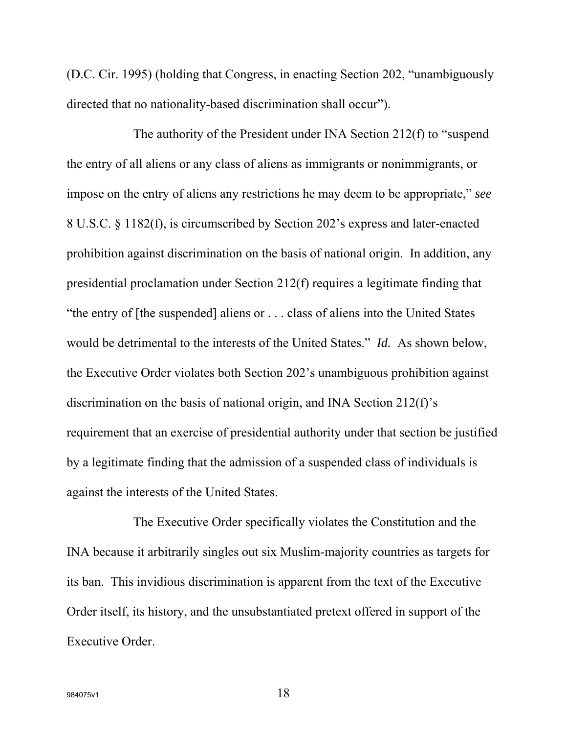(D.C. Cir. 1995) (holding that Congress, in enacting Section 202, "unambiguously directed that no nationality-based discrimination shall occur").

The authority of the President under INA Section 212(f) to "suspend the entry of all aliens or any class of aliens as immigrants or nonimmigrants, or impose on the entry of aliens any restrictions he may deem to be appropriate," *see* 8 U.S.C. § 1182(f), is circumscribed by Section 202's express and later-enacted prohibition against discrimination on the basis of national origin. In addition, any presidential proclamation under Section 212(f) requires a legitimate finding that "the entry of [the suspended] aliens or . . . class of aliens into the United States would be detrimental to the interests of the United States." *Id.* As shown below, the Executive Order violates both Section 202's unambiguous prohibition against discrimination on the basis of national origin, and INA Section 212(f)'s requirement that an exercise of presidential authority under that section be justified by a legitimate finding that the admission of a suspended class of individuals is against the interests of the United States.

The Executive Order specifically violates the Constitution and the INA because it arbitrarily singles out six Muslim-majority countries as targets for its ban. This invidious discrimination is apparent from the text of the Executive Order itself, its history, and the unsubstantiated pretext offered in support of the Executive Order.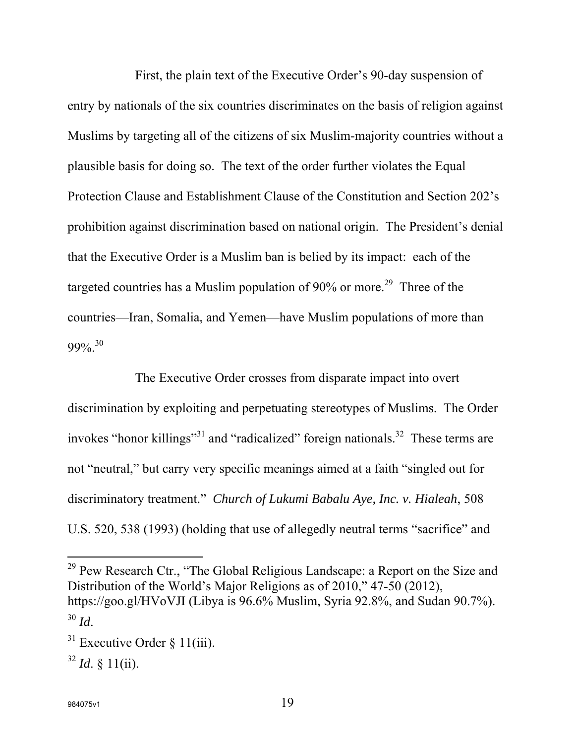First, the plain text of the Executive Order's 90-day suspension of entry by nationals of the six countries discriminates on the basis of religion against Muslims by targeting all of the citizens of six Muslim-majority countries without a plausible basis for doing so. The text of the order further violates the Equal Protection Clause and Establishment Clause of the Constitution and Section 202's prohibition against discrimination based on national origin. The President's denial that the Executive Order is a Muslim ban is belied by its impact: each of the targeted countries has a Muslim population of 90% or more.[29] Three of the countries—Iran, Somalia, and Yemen—have Muslim populations of more than 99%.[30]

The Executive Order crosses from disparate impact into overt discrimination by exploiting and perpetuating stereotypes of Muslims. The Order invokes "honor killings"[31] and "radicalized" foreign nationals.[32] These terms are not "neutral," but carry very specific meanings aimed at a faith "singled out for discriminatory treatment." *Church of Lukumi Babalu Aye, Inc. v. Hialeah*, 508 U.S. 520, 538 (1993) (holding that use of allegedly neutral terms "sacrifice" and

---

[29] Pew Research Ctr., "The Global Religious Landscape: a Report on the Size and Distribution of the World's Major Religions as of 2010," 47-50 (2012), https://goo.gl/HVoVJI (Libya is 96.6% Muslim, Syria 92.8%, and Sudan 90.7%).

[30] *Id*.

[31] Executive Order § 11(iii).

[32] *Id*. § 11(ii).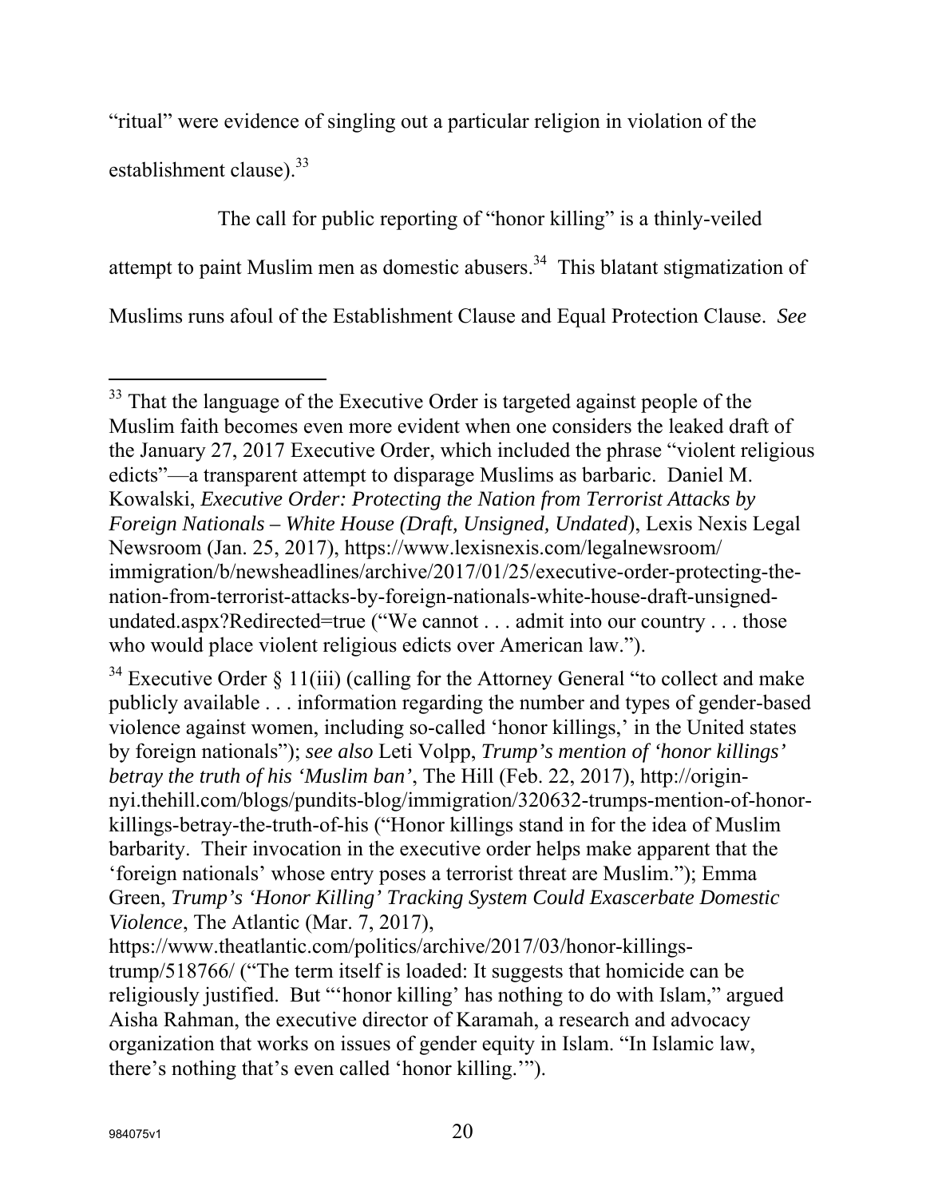"ritual" were evidence of singling out a particular religion in violation of the establishment clause).[33]

The call for public reporting of "honor killing" is a thinly-veiled attempt to paint Muslim men as domestic abusers.[34] This blatant stigmatization of Muslims runs afoul of the Establishment Clause and Equal Protection Clause. *See*

---

[33] That the language of the Executive Order is targeted against people of the Muslim faith becomes even more evident when one considers the leaked draft of the January 27, 2017 Executive Order, which included the phrase "violent religious edicts"—a transparent attempt to disparage Muslims as barbaric. Daniel M. Kowalski, *Executive Order: Protecting the Nation from Terrorist Attacks by Foreign Nationals – White House (Draft, Unsigned, Undated*), Lexis Nexis Legal Newsroom (Jan. 25, 2017), https://www.lexisnexis.com/legalnewsroom/immigration/b/newsheadlines/archive/2017/01/25/executive-order-protecting-the-nation-from-terrorist-attacks-by-foreign-nationals-white-house-draft-unsigned-undated.aspx?Redirected=true ("We cannot . . . admit into our country . . . those who would place violent religious edicts over American law.").

[34] Executive Order § 11(iii) (calling for the Attorney General "to collect and make publicly available . . . information regarding the number and types of gender-based violence against women, including so-called 'honor killings,' in the United states by foreign nationals"); *see also* Leti Volpp, *Trump's mention of 'honor killings' betray the truth of his 'Muslim ban'*, The Hill (Feb. 22, 2017), http://origin-nyi.thehill.com/blogs/pundits-blog/immigration/320632-trumps-mention-of-honor-killings-betray-the-truth-of-his ("Honor killings stand in for the idea of Muslim barbarity. Their invocation in the executive order helps make apparent that the 'foreign nationals' whose entry poses a terrorist threat are Muslim."); Emma Green, *Trump's 'Honor Killing' Tracking System Could Exascerbate Domestic Violence*, The Atlantic (Mar. 7, 2017), https://www.theatlantic.com/politics/archive/2017/03/honor-killings-trump/518766/ ("The term itself is loaded: It suggests that homicide can be religiously justified. But "'honor killing' has nothing to do with Islam," argued Aisha Rahman, the executive director of Karamah, a research and advocacy organization that works on issues of gender equity in Islam. "In Islamic law, there's nothing that's even called 'honor killing.'").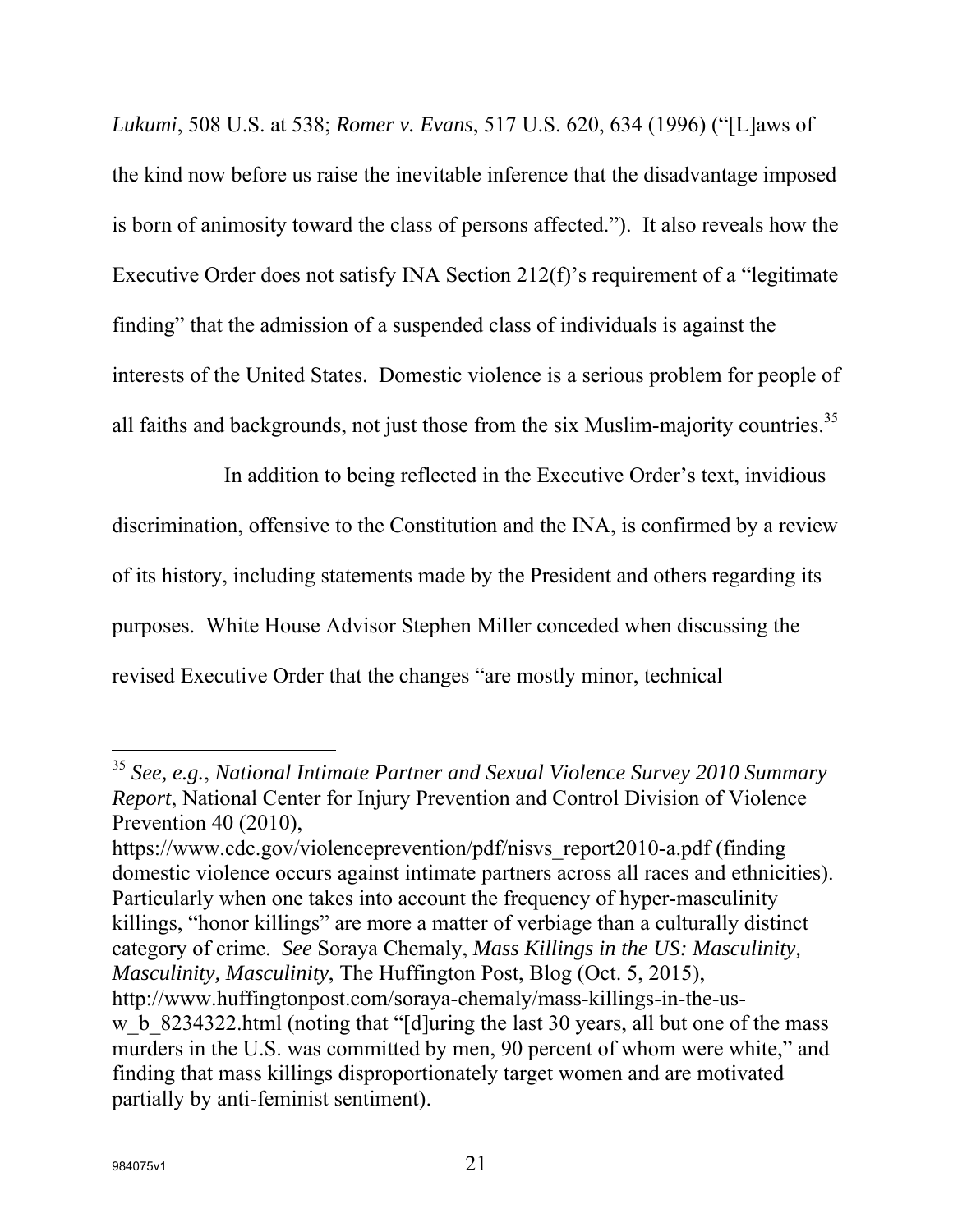*Lukumi*, 508 U.S. at 538; *Romer v. Evans*, 517 U.S. 620, 634 (1996) ("[L]aws of the kind now before us raise the inevitable inference that the disadvantage imposed is born of animosity toward the class of persons affected."). It also reveals how the Executive Order does not satisfy INA Section 212(f)'s requirement of a "legitimate finding" that the admission of a suspended class of individuals is against the interests of the United States. Domestic violence is a serious problem for people of all faiths and backgrounds, not just those from the six Muslim-majority countries.[35]

In addition to being reflected in the Executive Order's text, invidious discrimination, offensive to the Constitution and the INA, is confirmed by a review of its history, including statements made by the President and others regarding its purposes. White House Advisor Stephen Miller conceded when discussing the revised Executive Order that the changes "are mostly minor, technical

---

[35] *See, e.g.*, *National Intimate Partner and Sexual Violence Survey 2010 Summary Report*, National Center for Injury Prevention and Control Division of Violence Prevention 40 (2010), https://www.cdc.gov/violenceprevention/pdf/nisvs_report2010-a.pdf (finding domestic violence occurs against intimate partners across all races and ethnicities). Particularly when one takes into account the frequency of hyper-masculinity killings, "honor killings" are more a matter of verbiage than a culturally distinct category of crime. *See* Soraya Chemaly, *Mass Killings in the US: Masculinity, Masculinity, Masculinity*, The Huffington Post, Blog (Oct. 5, 2015), http://www.huffingtonpost.com/soraya-chemaly/mass-killings-in-the-us-w_b_8234322.html (noting that "[d]uring the last 30 years, all but one of the mass murders in the U.S. was committed by men, 90 percent of whom were white," and finding that mass killings disproportionately target women and are motivated partially by anti-feminist sentiment).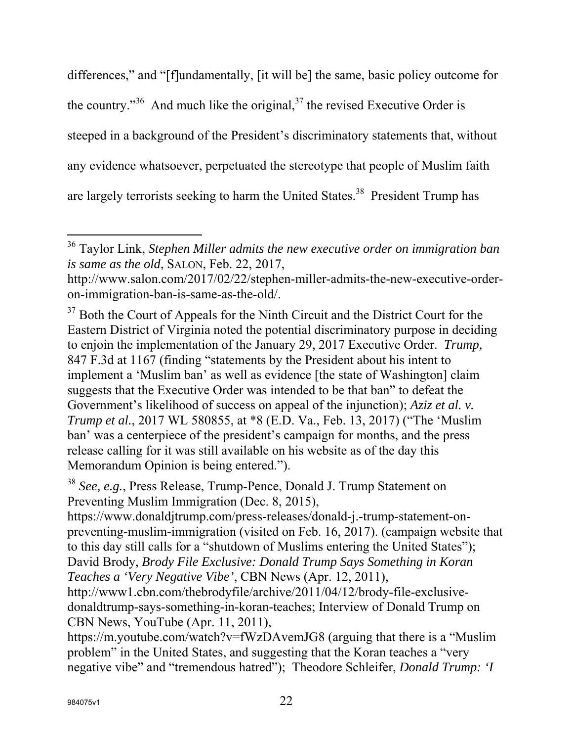differences," and "[f]undamentally, [it will be] the same, basic policy outcome for the country."[36] And much like the original,[37] the revised Executive Order is steeped in a background of the President's discriminatory statements that, without any evidence whatsoever, perpetuated the stereotype that people of Muslim faith are largely terrorists seeking to harm the United States.[38] President Trump has

---

[36] Taylor Link, *Stephen Miller admits the new executive order on immigration ban is same as the old*, SALON, Feb. 22, 2017, http://www.salon.com/2017/02/22/stephen-miller-admits-the-new-executive-order-on-immigration-ban-is-same-as-the-old/.

[37] Both the Court of Appeals for the Ninth Circuit and the District Court for the Eastern District of Virginia noted the potential discriminatory purpose in deciding to enjoin the implementation of the January 29, 2017 Executive Order. *Trump,* 847 F.3d at 1167 (finding "statements by the President about his intent to implement a 'Muslim ban' as well as evidence [the state of Washington] claim suggests that the Executive Order was intended to be that ban" to defeat the Government's likelihood of success on appeal of the injunction); *Aziz et al. v. Trump et al.*, 2017 WL 580855, at *8 (E.D. Va., Feb. 13, 2017) ("The 'Muslim ban' was a centerpiece of the president's campaign for months, and the press release calling for it was still available on his website as of the day this Memorandum Opinion is being entered.").

[38] *See, e.g.*, Press Release, Trump-Pence, Donald J. Trump Statement on Preventing Muslim Immigration (Dec. 8, 2015), https://www.donaldjtrump.com/press-releases/donald-j.-trump-statement-on-preventing-muslim-immigration (visited on Feb. 16, 2017). (campaign website that to this day still calls for a "shutdown of Muslims entering the United States"); David Brody, *Brody File Exclusive: Donald Trump Says Something in Koran Teaches a 'Very Negative Vibe'*, CBN News (Apr. 12, 2011), http://www1.cbn.com/thebrodyfile/archive/2011/04/12/brody-file-exclusive-donaldtrump-says-something-in-koran-teaches; Interview of Donald Trump on CBN News, YouTube (Apr. 11, 2011), https://m.youtube.com/watch?v=fWzDAvemJG8 (arguing that there is a "Muslim problem" in the United States, and suggesting that the Koran teaches a "very negative vibe" and "tremendous hatred"); Theodore Schleifer, *Donald Trump: 'I*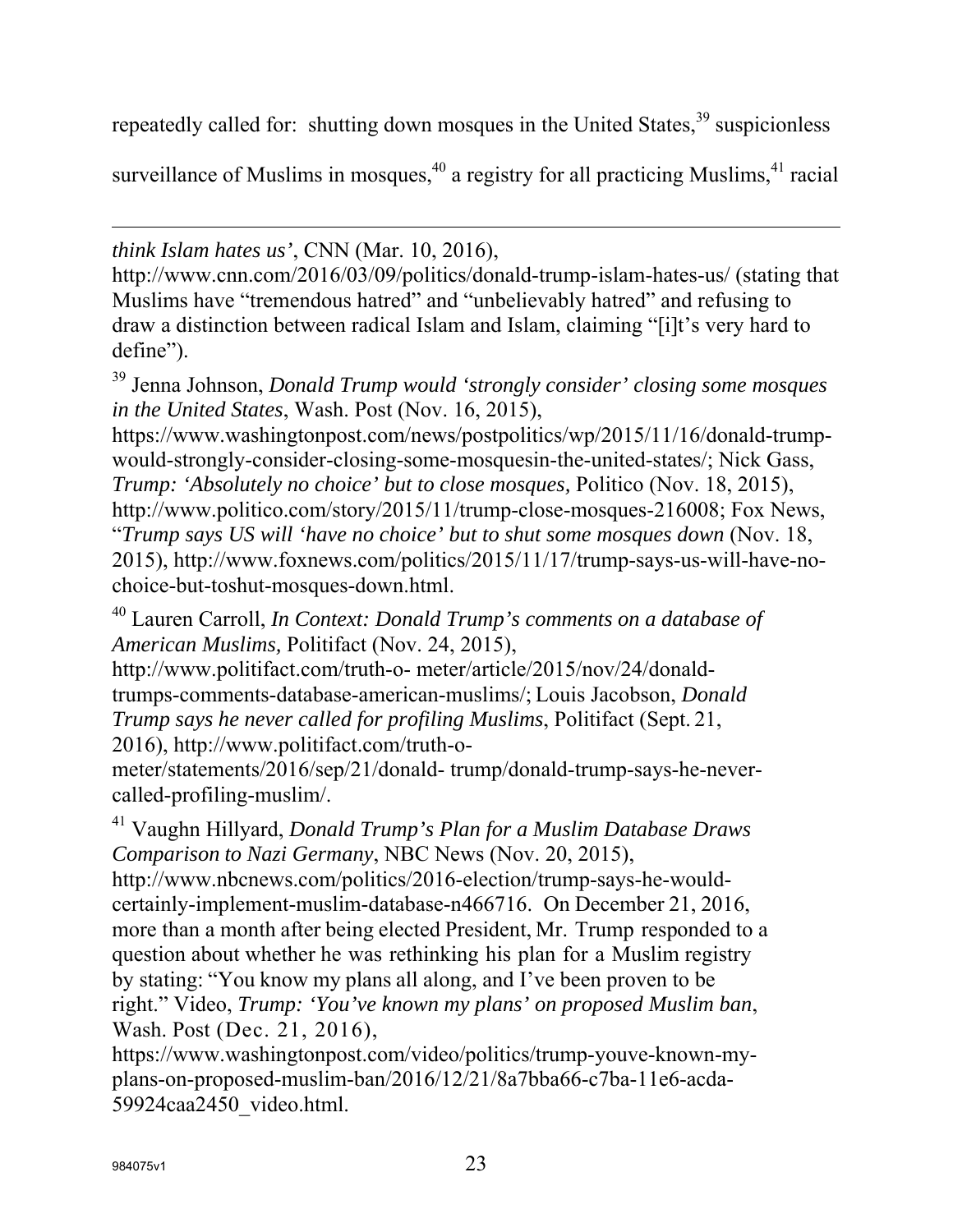repeatedly called for: shutting down mosques in the United States,[39] suspicionless surveillance of Muslims in mosques,[40] a registry for all practicing Muslims,[41] racial

---

*think Islam hates us'*, CNN (Mar. 10, 2016), http://www.cnn.com/2016/03/09/politics/donald-trump-islam-hates-us/ (stating that Muslims have "tremendous hatred" and "unbelievably hatred" and refusing to draw a distinction between radical Islam and Islam, claiming "[i]t's very hard to define").

[39] Jenna Johnson, *Donald Trump would 'strongly consider' closing some mosques in the United States*, Wash. Post (Nov. 16, 2015), https://www.washingtonpost.com/news/postpolitics/wp/2015/11/16/donald-trump-would-strongly-consider-closing-some-mosquesin-the-united-states/; Nick Gass, *Trump: 'Absolutely no choice' but to close mosques,* Politico (Nov. 18, 2015), http://www.politico.com/story/2015/11/trump-close-mosques-216008; Fox News, "*Trump says US will 'have no choice' but to shut some mosques down* (Nov. 18, 2015), http://www.foxnews.com/politics/2015/11/17/trump-says-us-will-have-no-choice-but-toshut-mosques-down.html.

[40] Lauren Carroll, *In Context: Donald Trump's comments on a database of American Muslims,* Politifact (Nov. 24, 2015), http://www.politifact.com/truth-o- meter/article/2015/nov/24/donald-trumps-comments-database-american-muslims/; Louis Jacobson, *Donald Trump says he never called for profiling Muslims*, Politifact (Sept. 21, 2016), http://www.politifact.com/truth-o-meter/statements/2016/sep/21/donald- trump/donald-trump-says-he-never-called-profiling-muslim/.

[41] Vaughn Hillyard, *Donald Trump's Plan for a Muslim Database Draws Comparison to Nazi Germany*, NBC News (Nov. 20, 2015), http://www.nbcnews.com/politics/2016-election/trump-says-he-would-certainly-implement-muslim-database-n466716. On December 21, 2016, more than a month after being elected President, Mr. Trump responded to a question about whether he was rethinking his plan for a Muslim registry by stating: "You know my plans all along, and I've been proven to be right." Video, *Trump: 'You've known my plans' on proposed Muslim ban*, Wash. Post (Dec. 21, 2016), https://www.washingtonpost.com/video/politics/trump-youve-known-my-plans-on-proposed-muslim-ban/2016/12/21/8a7bba66-c7ba-11e6-acda-59924caa2450_video.html.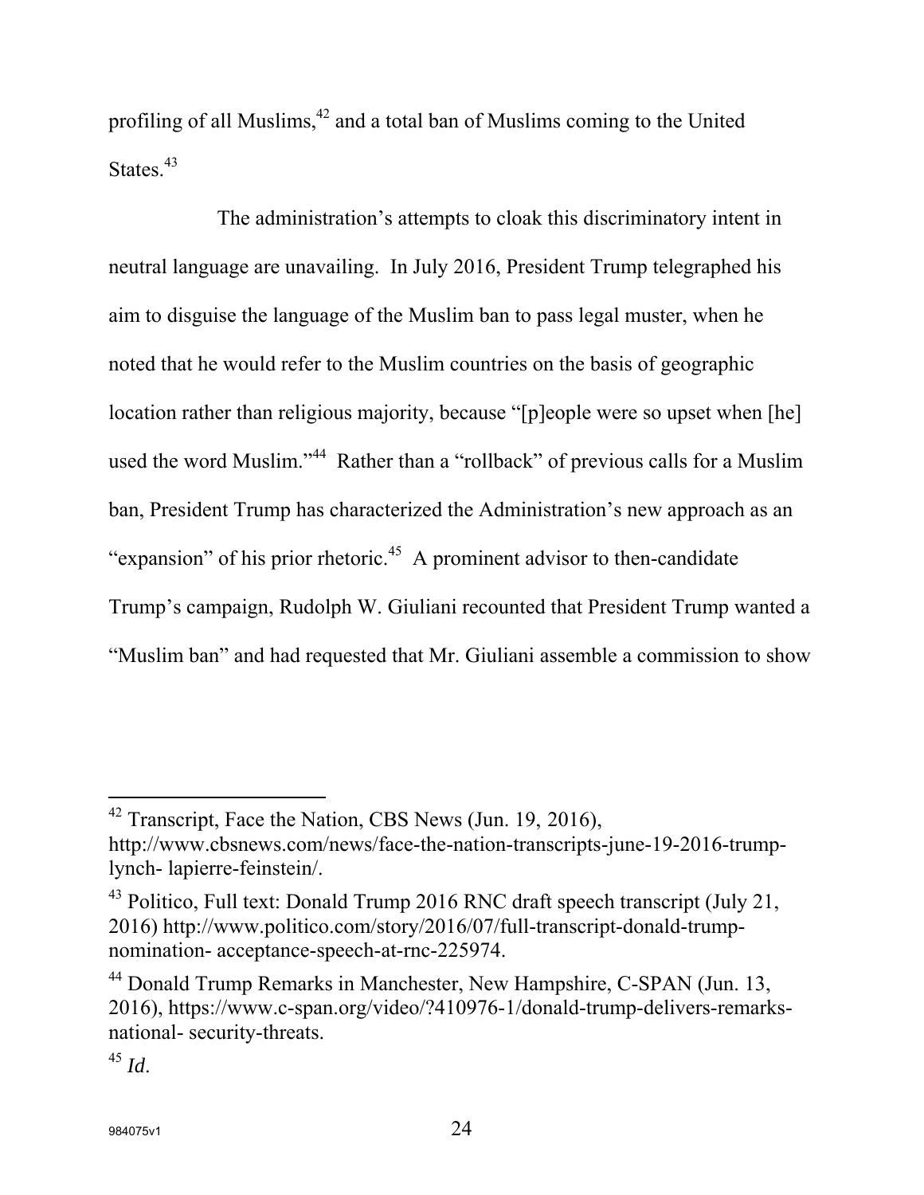profiling of all Muslims,[42] and a total ban of Muslims coming to the United States.[43]

The administration's attempts to cloak this discriminatory intent in neutral language are unavailing. In July 2016, President Trump telegraphed his aim to disguise the language of the Muslim ban to pass legal muster, when he noted that he would refer to the Muslim countries on the basis of geographic location rather than religious majority, because "[p]eople were so upset when [he] used the word Muslim."[44] Rather than a "rollback" of previous calls for a Muslim ban, President Trump has characterized the Administration's new approach as an "expansion" of his prior rhetoric.[45] A prominent advisor to then-candidate Trump's campaign, Rudolph W. Giuliani recounted that President Trump wanted a "Muslim ban" and had requested that Mr. Giuliani assemble a commission to show

---

[42] Transcript, Face the Nation, CBS News (Jun. 19, 2016), http://www.cbsnews.com/news/face-the-nation-transcripts-june-19-2016-trump-lynch- lapierre-feinstein/.

[43] Politico, Full text: Donald Trump 2016 RNC draft speech transcript (July 21, 2016) http://www.politico.com/story/2016/07/full-transcript-donald-trump-nomination- acceptance-speech-at-rnc-225974.

[44] Donald Trump Remarks in Manchester, New Hampshire, C-SPAN (Jun. 13, 2016), https://www.c-span.org/video/?410976-1/donald-trump-delivers-remarks-national- security-threats.

[45] *Id*.

984075v1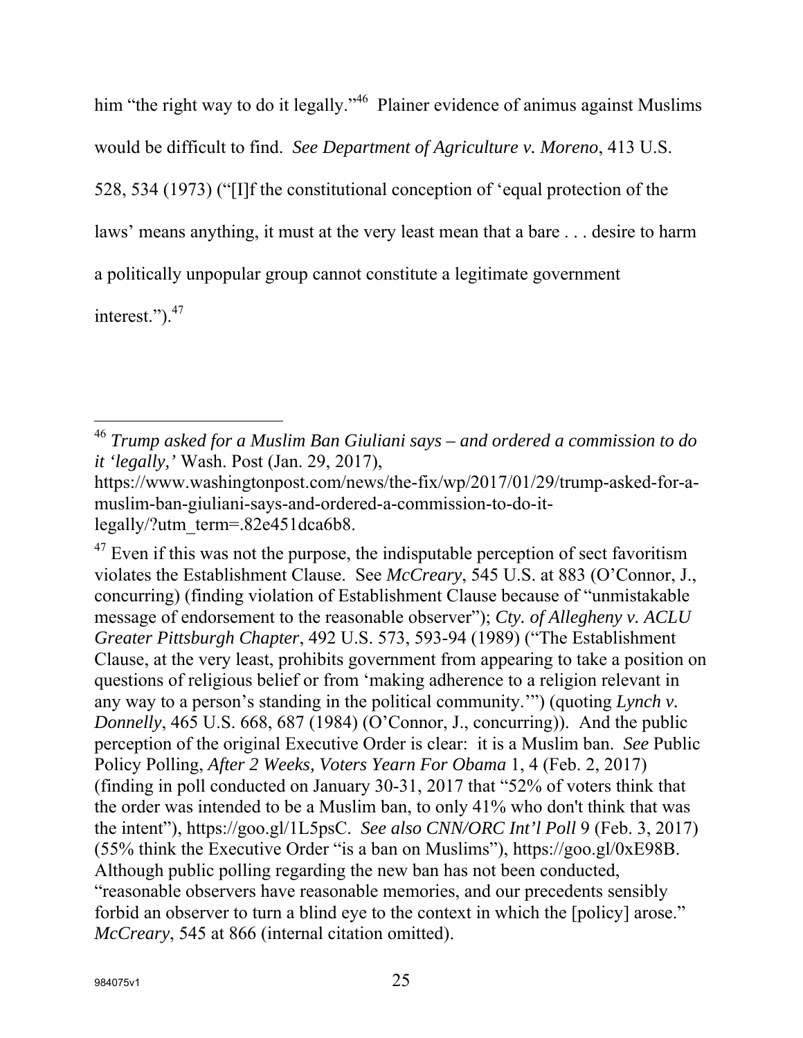him "the right way to do it legally."[46] Plainer evidence of animus against Muslims would be difficult to find. *See Department of Agriculture v. Moreno*, 413 U.S. 528, 534 (1973) ("[I]f the constitutional conception of 'equal protection of the laws' means anything, it must at the very least mean that a bare . . . desire to harm a politically unpopular group cannot constitute a legitimate government interest.").[47]

---

[46] *Trump asked for a Muslim Ban Giuliani says – and ordered a commission to do it 'legally,'* Wash. Post (Jan. 29, 2017), https://www.washingtonpost.com/news/the-fix/wp/2017/01/29/trump-asked-for-a-muslim-ban-giuliani-says-and-ordered-a-commission-to-do-it-legally/?utm_term=.82e451dca6b8.

[47] Even if this was not the purpose, the indisputable perception of sect favoritism violates the Establishment Clause. See *McCreary*, 545 U.S. at 883 (O'Connor, J., concurring) (finding violation of Establishment Clause because of "unmistakable message of endorsement to the reasonable observer"); *Cty. of Allegheny v. ACLU Greater Pittsburgh Chapter*, 492 U.S. 573, 593-94 (1989) ("The Establishment Clause, at the very least, prohibits government from appearing to take a position on questions of religious belief or from 'making adherence to a religion relevant in any way to a person's standing in the political community.'") (quoting *Lynch v. Donnelly*, 465 U.S. 668, 687 (1984) (O'Connor, J., concurring)). And the public perception of the original Executive Order is clear: it is a Muslim ban. *See* Public Policy Polling, *After 2 Weeks, Voters Yearn For Obama* 1, 4 (Feb. 2, 2017) (finding in poll conducted on January 30-31, 2017 that "52% of voters think that the order was intended to be a Muslim ban, to only 41% who don't think that was the intent"), https://goo.gl/1L5psC. *See also CNN/ORC Int'l Poll* 9 (Feb. 3, 2017) (55% think the Executive Order "is a ban on Muslims"), https://goo.gl/0xE98B. Although public polling regarding the new ban has not been conducted, "reasonable observers have reasonable memories, and our precedents sensibly forbid an observer to turn a blind eye to the context in which the [policy] arose." *McCreary*, 545 at 866 (internal citation omitted).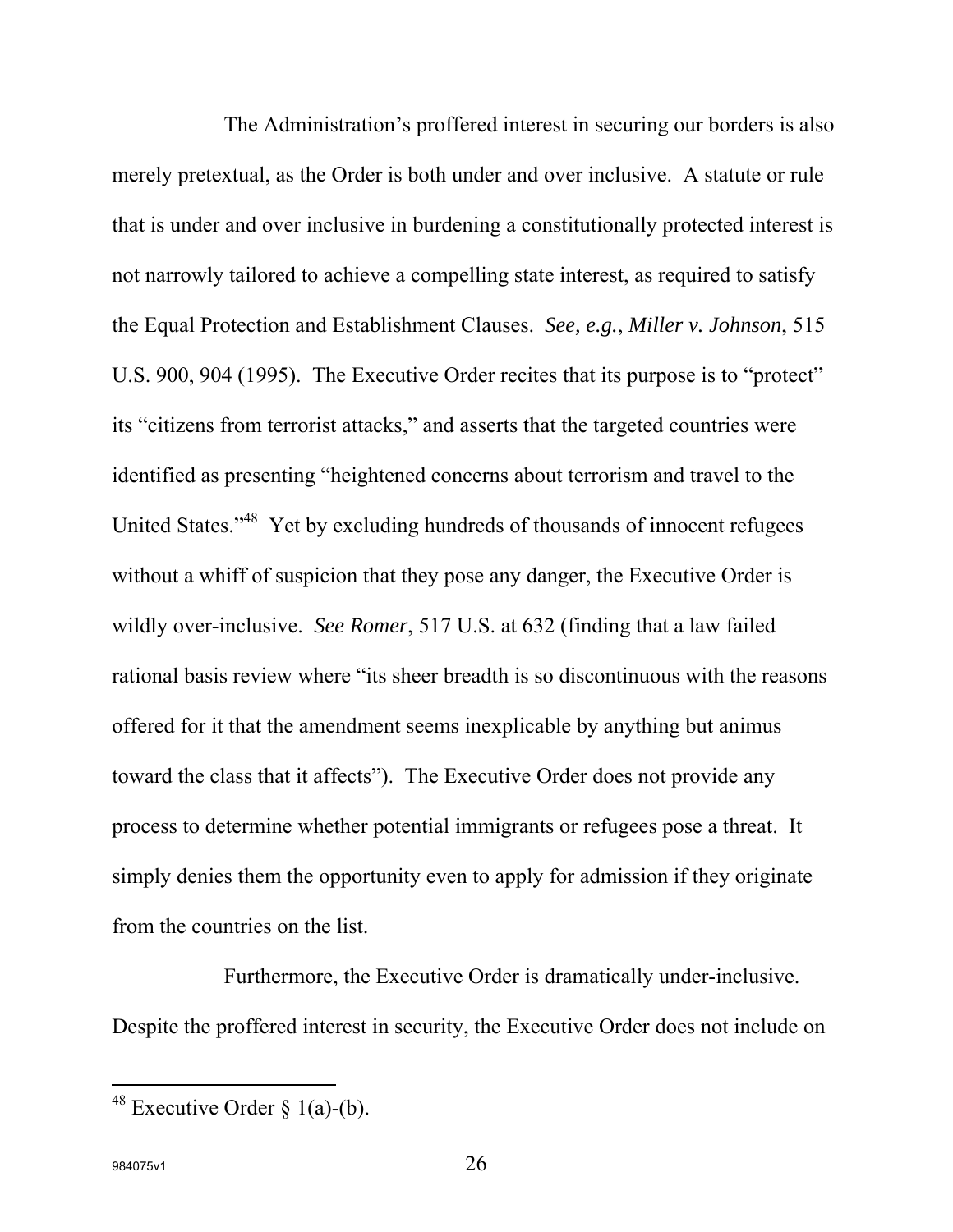The Administration's proffered interest in securing our borders is also merely pretextual, as the Order is both under and over inclusive. A statute or rule that is under and over inclusive in burdening a constitutionally protected interest is not narrowly tailored to achieve a compelling state interest, as required to satisfy the Equal Protection and Establishment Clauses. *See, e.g.*, *Miller v. Johnson*, 515 U.S. 900, 904 (1995). The Executive Order recites that its purpose is to "protect" its "citizens from terrorist attacks," and asserts that the targeted countries were identified as presenting "heightened concerns about terrorism and travel to the United States."[48] Yet by excluding hundreds of thousands of innocent refugees without a whiff of suspicion that they pose any danger, the Executive Order is wildly over-inclusive. *See Romer*, 517 U.S. at 632 (finding that a law failed rational basis review where "its sheer breadth is so discontinuous with the reasons offered for it that the amendment seems inexplicable by anything but animus toward the class that it affects"). The Executive Order does not provide any process to determine whether potential immigrants or refugees pose a threat. It simply denies them the opportunity even to apply for admission if they originate from the countries on the list.

Furthermore, the Executive Order is dramatically under-inclusive. Despite the proffered interest in security, the Executive Order does not include on

[48] Executive Order § 1(a)-(b).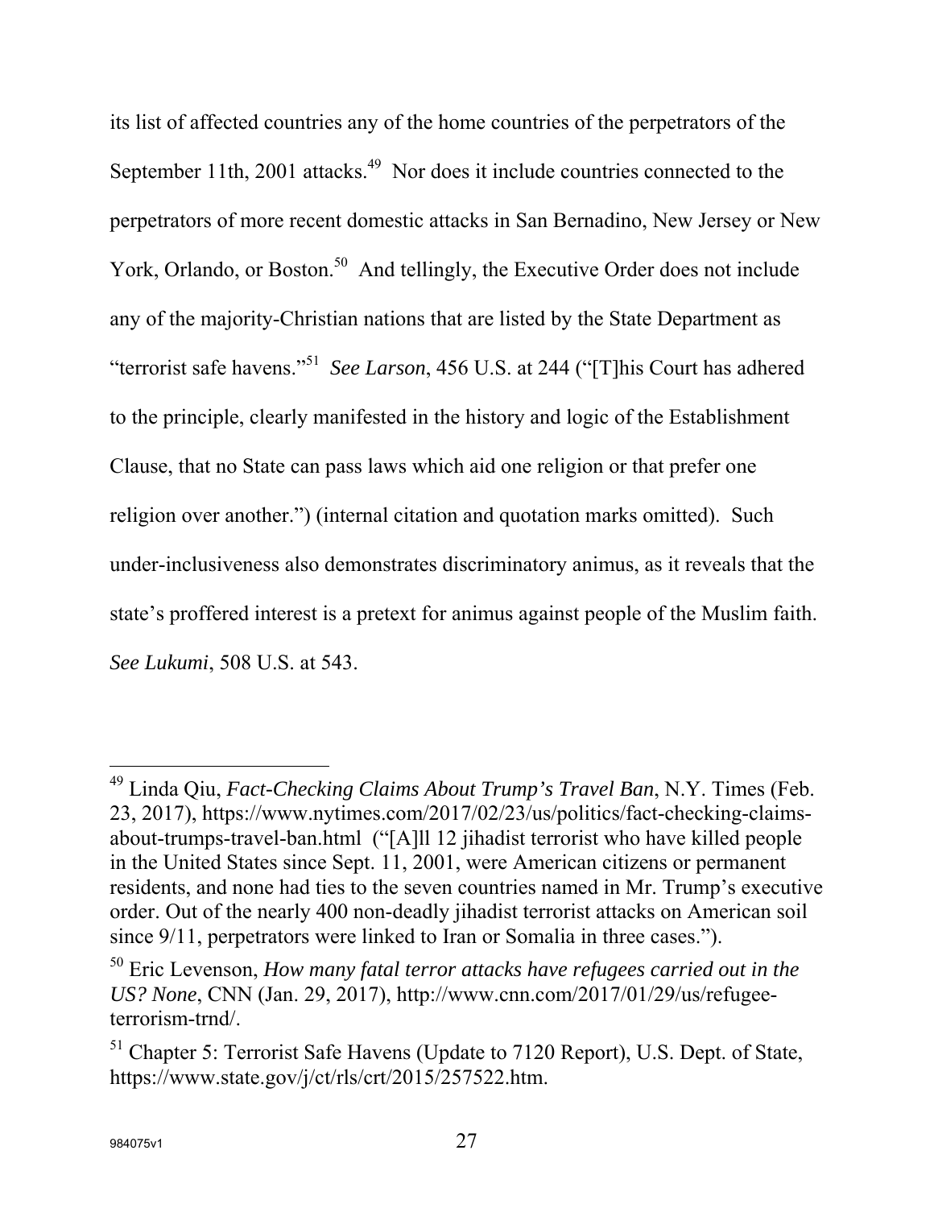its list of affected countries any of the home countries of the perpetrators of the September 11th, 2001 attacks.[49] Nor does it include countries connected to the perpetrators of more recent domestic attacks in San Bernadino, New Jersey or New York, Orlando, or Boston.[50] And tellingly, the Executive Order does not include any of the majority-Christian nations that are listed by the State Department as "terrorist safe havens."[51] *See Larson*, 456 U.S. at 244 ("[T]his Court has adhered to the principle, clearly manifested in the history and logic of the Establishment Clause, that no State can pass laws which aid one religion or that prefer one religion over another.") (internal citation and quotation marks omitted). Such under-inclusiveness also demonstrates discriminatory animus, as it reveals that the state's proffered interest is a pretext for animus against people of the Muslim faith. *See Lukumi*, 508 U.S. at 543.

---

[49] Linda Qiu, *Fact-Checking Claims About Trump's Travel Ban*, N.Y. Times (Feb. 23, 2017), https://www.nytimes.com/2017/02/23/us/politics/fact-checking-claims-about-trumps-travel-ban.html ("[A]ll 12 jihadist terrorist who have killed people in the United States since Sept. 11, 2001, were American citizens or permanent residents, and none had ties to the seven countries named in Mr. Trump's executive order. Out of the nearly 400 non-deadly jihadist terrorist attacks on American soil since 9/11, perpetrators were linked to Iran or Somalia in three cases.").

[50] Eric Levenson, *How many fatal terror attacks have refugees carried out in the US? None*, CNN (Jan. 29, 2017), http://www.cnn.com/2017/01/29/us/refugee-terrorism-trnd/.

[51] Chapter 5: Terrorist Safe Havens (Update to 7120 Report), U.S. Dept. of State, https://www.state.gov/j/ct/rls/crt/2015/257522.htm.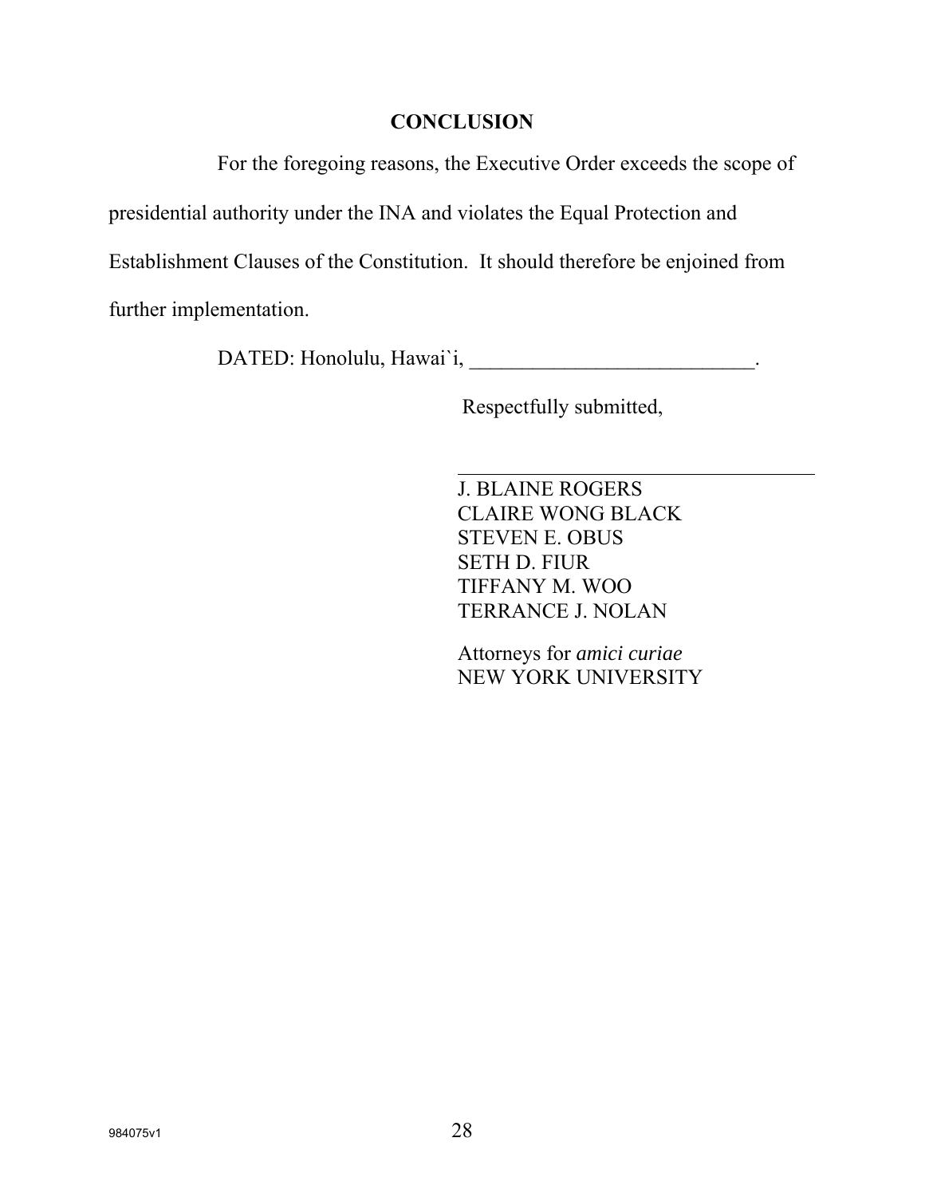## CONCLUSION

For the foregoing reasons, the Executive Order exceeds the scope of presidential authority under the INA and violates the Equal Protection and Establishment Clauses of the Constitution. It should therefore be enjoined from further implementation.

DATED: Honolulu, Hawai`i, ____________________________.

Respectfully submitted,

_____________________________________

J. BLAINE ROGERS
CLAIRE WONG BLACK
STEVEN E. OBUS
SETH D. FIUR
TIFFANY M. WOO
TERRANCE J. NOLAN

Attorneys for *amici curiae*
NEW YORK UNIVERSITY

984075v1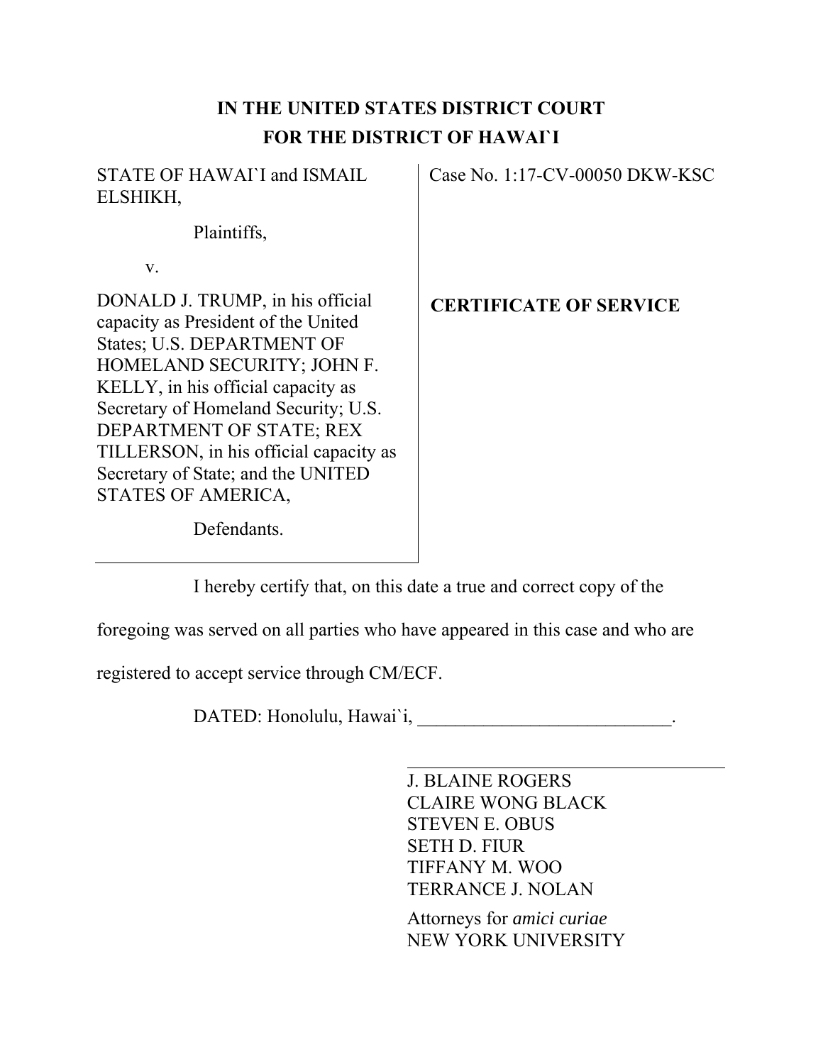**IN THE UNITED STATES DISTRICT COURT**
**FOR THE DISTRICT OF HAWAI`I**

| | |
|---|---|
| STATE OF HAWAI`I and ISMAIL ELSHIKH,<br><br>Plaintiffs,<br><br>v.<br><br>DONALD J. TRUMP, in his official capacity as President of the United States; U.S. DEPARTMENT OF HOMELAND SECURITY; JOHN F. KELLY, in his official capacity as Secretary of Homeland Security; U.S. DEPARTMENT OF STATE; REX TILLERSON, in his official capacity as Secretary of State; and the UNITED STATES OF AMERICA,<br><br>Defendants. | Case No. 1:17-CV-00050 DKW-KSC<br><br>**CERTIFICATE OF SERVICE** |

I hereby certify that, on this date a true and correct copy of the foregoing was served on all parties who have appeared in this case and who are registered to accept service through CM/ECF.

DATED: Honolulu, Hawai`i, ___________________________.

\_\_\_\_\_\_\_\_\_\_\_\_\_\_\_\_\_\_\_\_\_\_\_\_\_\_\_\_\_\_\_\_\_\_\_\_
J. BLAINE ROGERS
CLAIRE WONG BLACK
STEVEN E. OBUS
SETH D. FIUR
TIFFANY M. WOO
TERRANCE J. NOLAN

Attorneys for *amici curiae*
NEW YORK UNIVERSITY